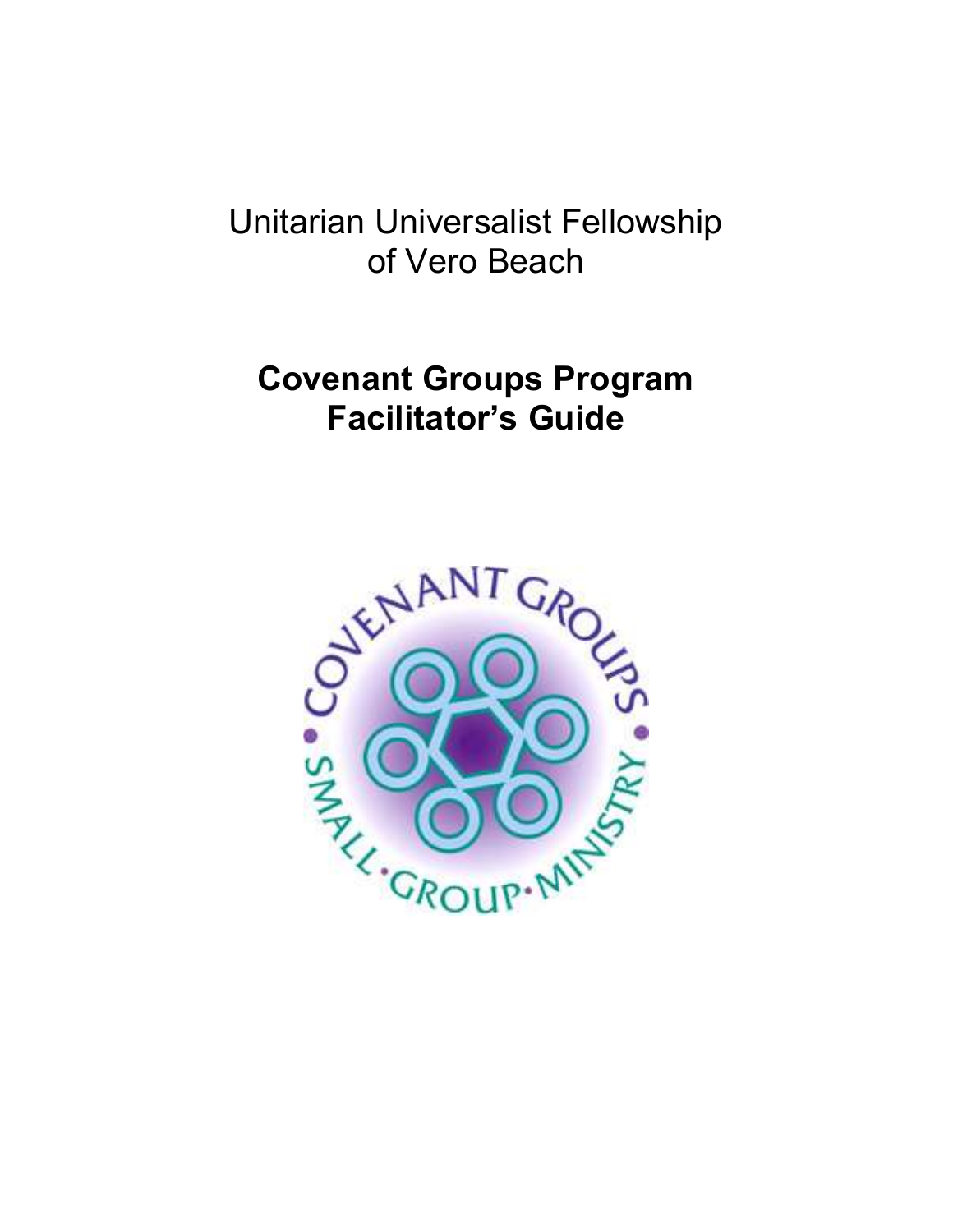Unitarian Universalist Fellowship of Vero Beach

# Covenant Groups Program Facilitator's Guide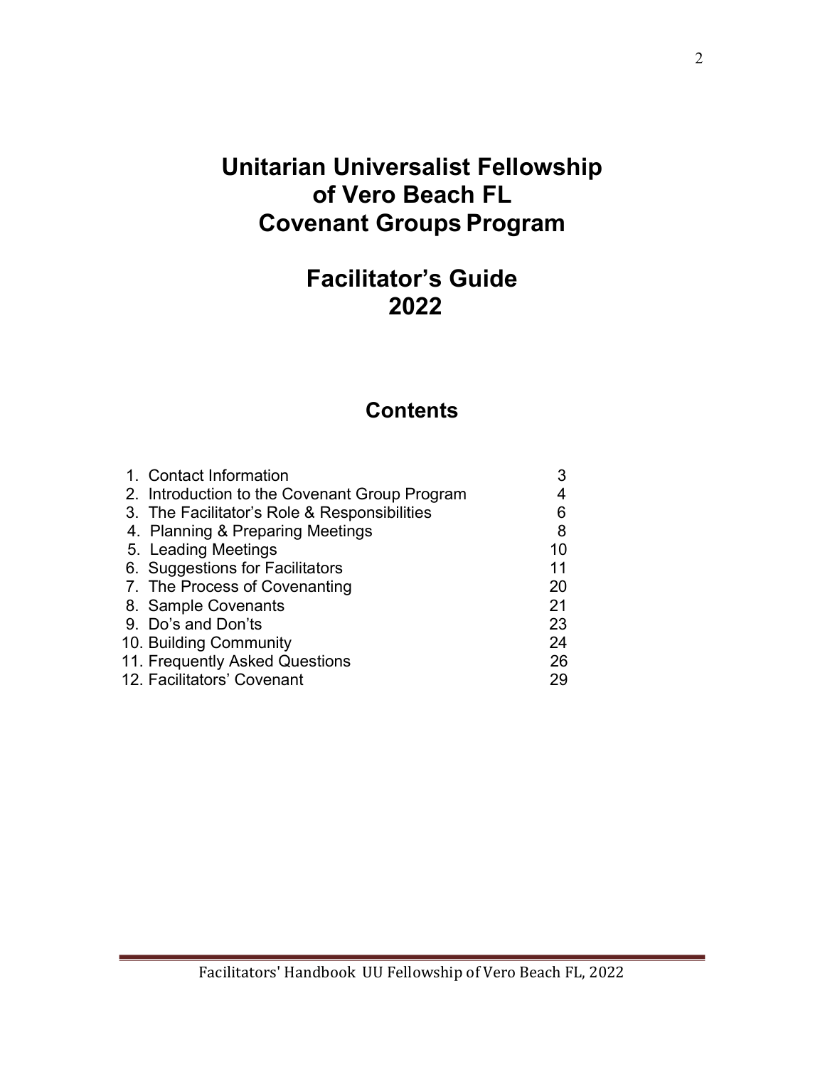# Unitarian Universalist Fellowship of Vero Beach FL Covenant Groups Program

# Facilitator's Guide 2022

## Contents

| | |
|---|---|
| 1. Contact Information | 3 |
| 2. Introduction to the Covenant Group Program | 4 |
| 3. The Facilitator's Role & Responsibilities | 6 |
| 4. Planning & Preparing Meetings | 8 |
| 5. Leading Meetings | 10 |
| 6. Suggestions for Facilitators | 11 |
| 7. The Process of Covenanting | 20 |
| 8. Sample Covenants | 21 |
| 9. Do's and Don'ts | 23 |
| 10. Building Community | 24 |
| 11. Frequently Asked Questions | 26 |
| 12. Facilitators' Covenant | 29 |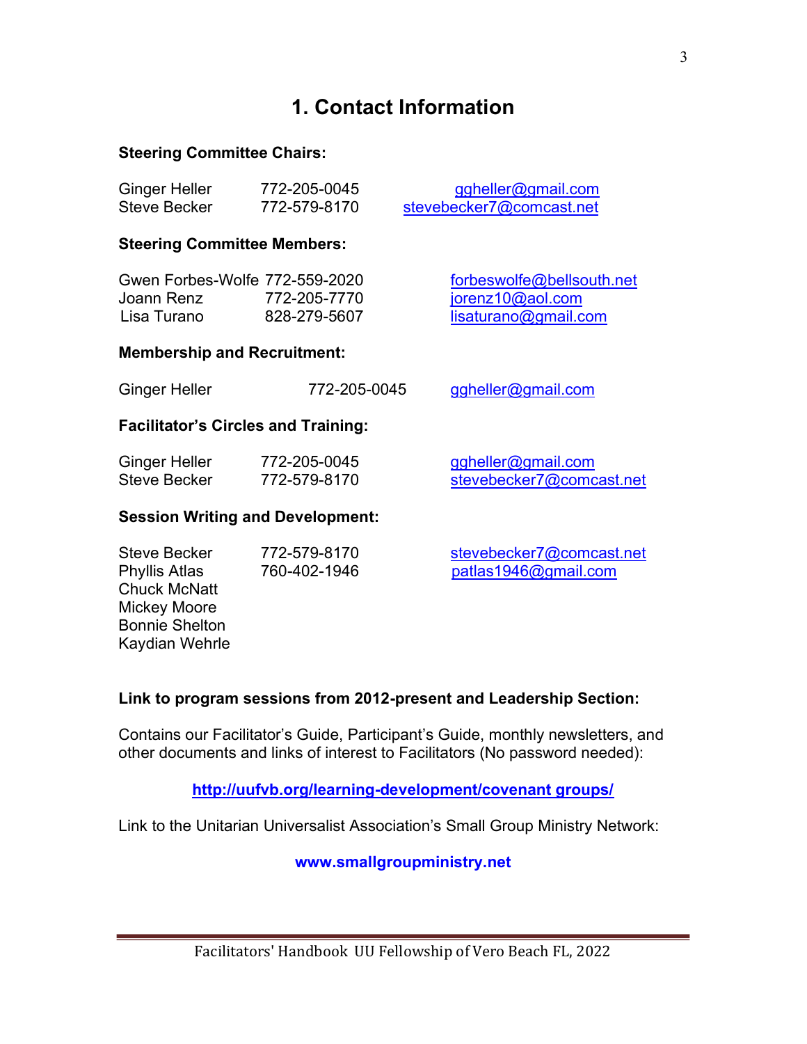# 1. Contact Information

**Steering Committee Chairs:**

| | | |
|---|---|---|
| Ginger Heller | 772-205-0045 | ggheller@gmail.com |
| Steve Becker | 772-579-8170 | stevebecker7@comcast.net |

**Steering Committee Members:**

| | | |
|---|---|---|
| Gwen Forbes-Wolfe | 772-559-2020 | forbeswolfe@bellsouth.net |
| Joann Renz | 772-205-7770 | jorenz10@aol.com |
| Lisa Turano | 828-279-5607 | lisaturano@gmail.com |

**Membership and Recruitment:**

| | | |
|---|---|---|
| Ginger Heller | 772-205-0045 | ggheller@gmail.com |

**Facilitator's Circles and Training:**

| | | |
|---|---|---|
| Ginger Heller | 772-205-0045 | ggheller@gmail.com |
| Steve Becker | 772-579-8170 | stevebecker7@comcast.net |

**Session Writing and Development:**

| | | |
|---|---|---|
| Steve Becker | 772-579-8170 | stevebecker7@comcast.net |
| Phyllis Atlas | 760-402-1946 | patlas1946@gmail.com |
| Chuck McNatt | | |
| Mickey Moore | | |
| Bonnie Shelton | | |
| Kaydian Wehrle | | |

**Link to program sessions from 2012-present and Leadership Section:**

Contains our Facilitator's Guide, Participant's Guide, monthly newsletters, and other documents and links of interest to Facilitators (No password needed):

**http://uufvb.org/learning-development/covenant groups/**

Link to the Unitarian Universalist Association's Small Group Ministry Network:

**www.smallgroupministry.net**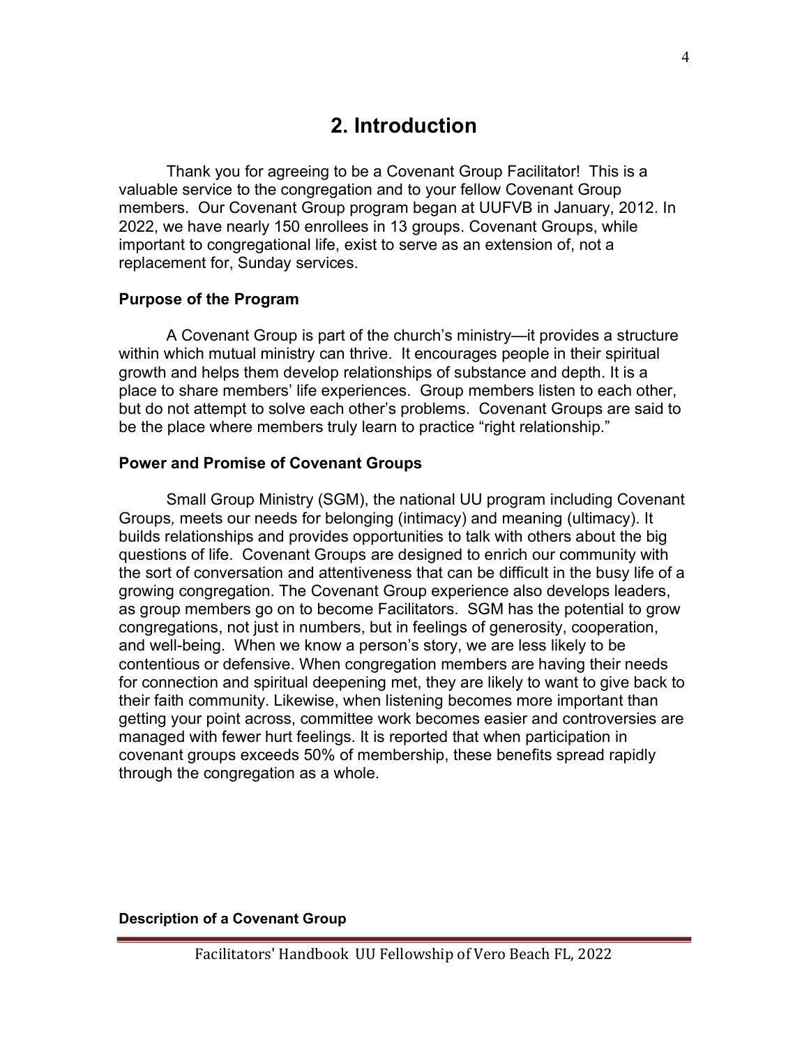## 2. Introduction

Thank you for agreeing to be a Covenant Group Facilitator! This is a valuable service to the congregation and to your fellow Covenant Group members. Our Covenant Group program began at UUFVB in January, 2012. In 2022, we have nearly 150 enrollees in 13 groups. Covenant Groups, while important to congregational life, exist to serve as an extension of, not a replacement for, Sunday services.

### Purpose of the Program

A Covenant Group is part of the church's ministry—it provides a structure within which mutual ministry can thrive. It encourages people in their spiritual growth and helps them develop relationships of substance and depth. It is a place to share members' life experiences. Group members listen to each other, but do not attempt to solve each other's problems. Covenant Groups are said to be the place where members truly learn to practice "right relationship."

### Power and Promise of Covenant Groups

Small Group Ministry (SGM), the national UU program including Covenant Groups, meets our needs for belonging (intimacy) and meaning (ultimacy). It builds relationships and provides opportunities to talk with others about the big questions of life. Covenant Groups are designed to enrich our community with the sort of conversation and attentiveness that can be difficult in the busy life of a growing congregation. The Covenant Group experience also develops leaders, as group members go on to become Facilitators. SGM has the potential to grow congregations, not just in numbers, but in feelings of generosity, cooperation, and well-being. When we know a person's story, we are less likely to be contentious or defensive. When congregation members are having their needs for connection and spiritual deepening met, they are likely to want to give back to their faith community. Likewise, when listening becomes more important than getting your point across, committee work becomes easier and controversies are managed with fewer hurt feelings. It is reported that when participation in covenant groups exceeds 50% of membership, these benefits spread rapidly through the congregation as a whole.

### Description of a Covenant Group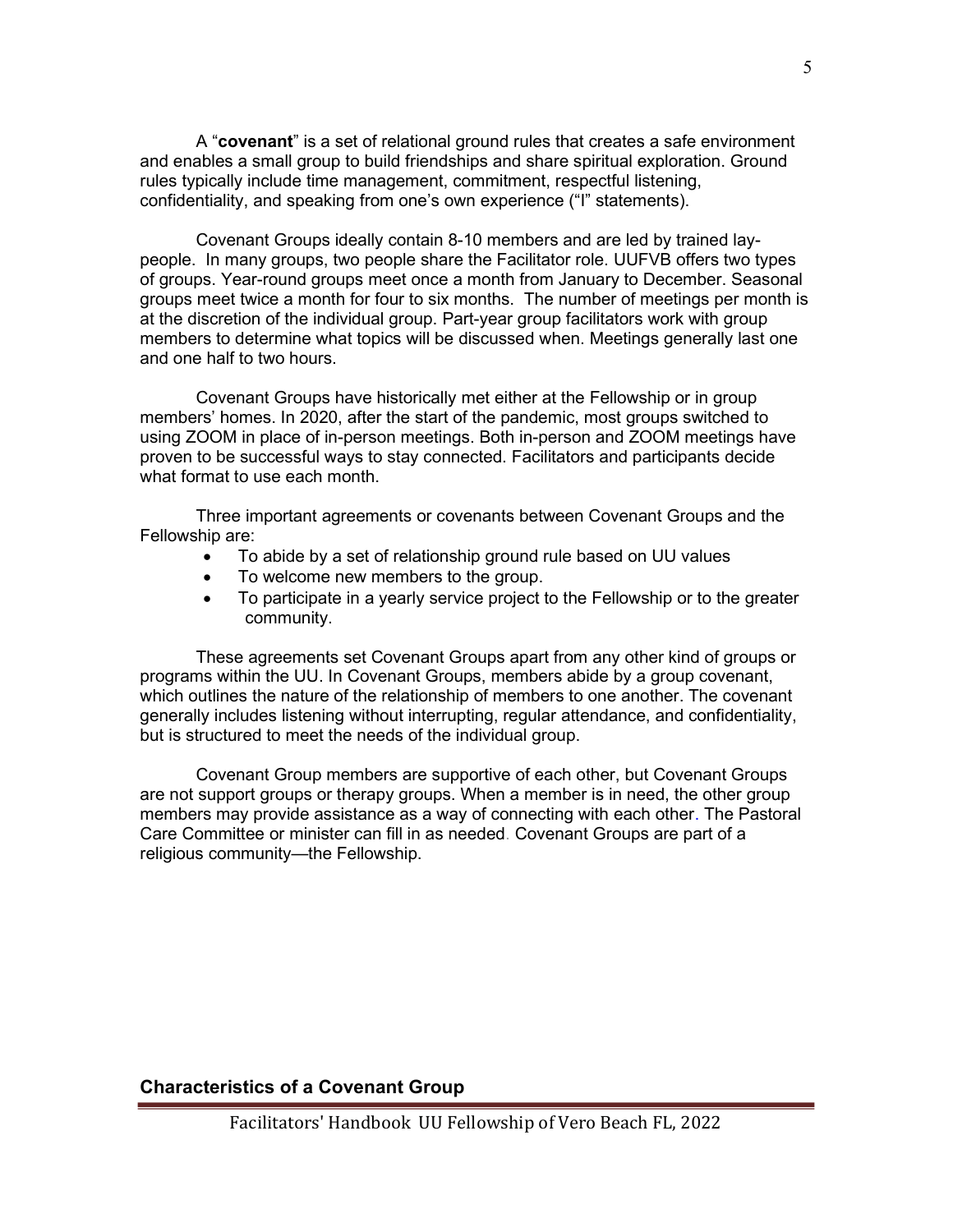A "**covenant**" is a set of relational ground rules that creates a safe environment and enables a small group to build friendships and share spiritual exploration. Ground rules typically include time management, commitment, respectful listening, confidentiality, and speaking from one's own experience ("I" statements).

Covenant Groups ideally contain 8-10 members and are led by trained lay-people. In many groups, two people share the Facilitator role. UUFVB offers two types of groups. Year-round groups meet once a month from January to December. Seasonal groups meet twice a month for four to six months. The number of meetings per month is at the discretion of the individual group. Part-year group facilitators work with group members to determine what topics will be discussed when. Meetings generally last one and one half to two hours.

Covenant Groups have historically met either at the Fellowship or in group members' homes. In 2020, after the start of the pandemic, most groups switched to using ZOOM in place of in-person meetings. Both in-person and ZOOM meetings have proven to be successful ways to stay connected. Facilitators and participants decide what format to use each month.

Three important agreements or covenants between Covenant Groups and the Fellowship are:

- To abide by a set of relationship ground rule based on UU values
- To welcome new members to the group.
- To participate in a yearly service project to the Fellowship or to the greater community.

These agreements set Covenant Groups apart from any other kind of groups or programs within the UU. In Covenant Groups, members abide by a group covenant, which outlines the nature of the relationship of members to one another. The covenant generally includes listening without interrupting, regular attendance, and confidentiality, but is structured to meet the needs of the individual group.

Covenant Group members are supportive of each other, but Covenant Groups are not support groups or therapy groups. When a member is in need, the other group members may provide assistance as a way of connecting with each other. The Pastoral Care Committee or minister can fill in as needed. Covenant Groups are part of a religious community—the Fellowship.

## Characteristics of a Covenant Group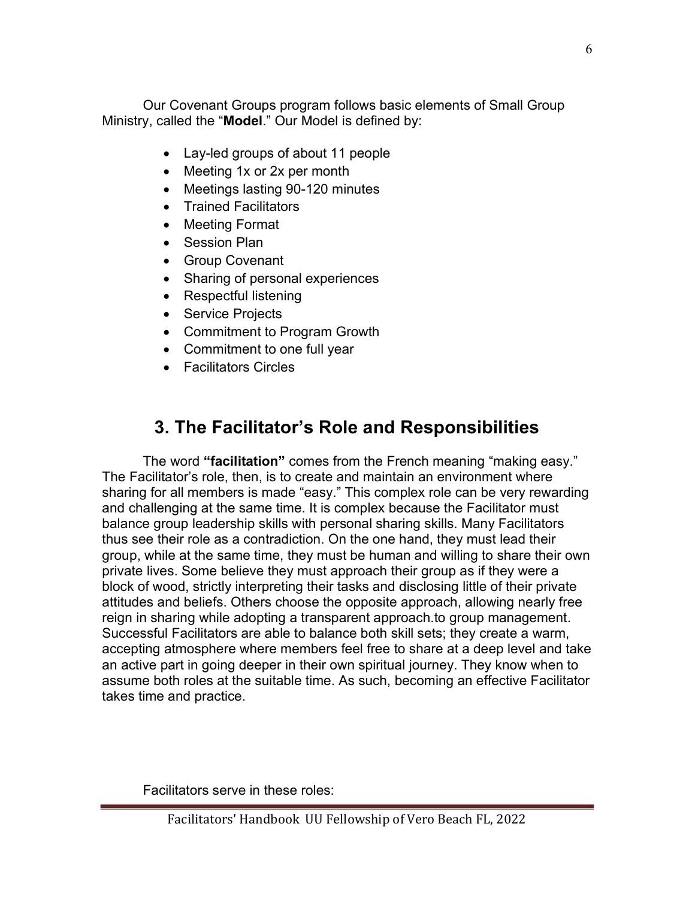Our Covenant Groups program follows basic elements of Small Group Ministry, called the "**Model**." Our Model is defined by:

- Lay-led groups of about 11 people
- Meeting 1x or 2x per month
- Meetings lasting 90-120 minutes
- Trained Facilitators
- Meeting Format
- Session Plan
- Group Covenant
- Sharing of personal experiences
- Respectful listening
- Service Projects
- Commitment to Program Growth
- Commitment to one full year
- Facilitators Circles

## 3. The Facilitator's Role and Responsibilities

The word **"facilitation"** comes from the French meaning "making easy." The Facilitator's role, then, is to create and maintain an environment where sharing for all members is made "easy." This complex role can be very rewarding and challenging at the same time. It is complex because the Facilitator must balance group leadership skills with personal sharing skills. Many Facilitators thus see their role as a contradiction. On the one hand, they must lead their group, while at the same time, they must be human and willing to share their own private lives. Some believe they must approach their group as if they were a block of wood, strictly interpreting their tasks and disclosing little of their private attitudes and beliefs. Others choose the opposite approach, allowing nearly free reign in sharing while adopting a transparent approach.to group management. Successful Facilitators are able to balance both skill sets; they create a warm, accepting atmosphere where members feel free to share at a deep level and take an active part in going deeper in their own spiritual journey. They know when to assume both roles at the suitable time. As such, becoming an effective Facilitator takes time and practice.

Facilitators serve in these roles: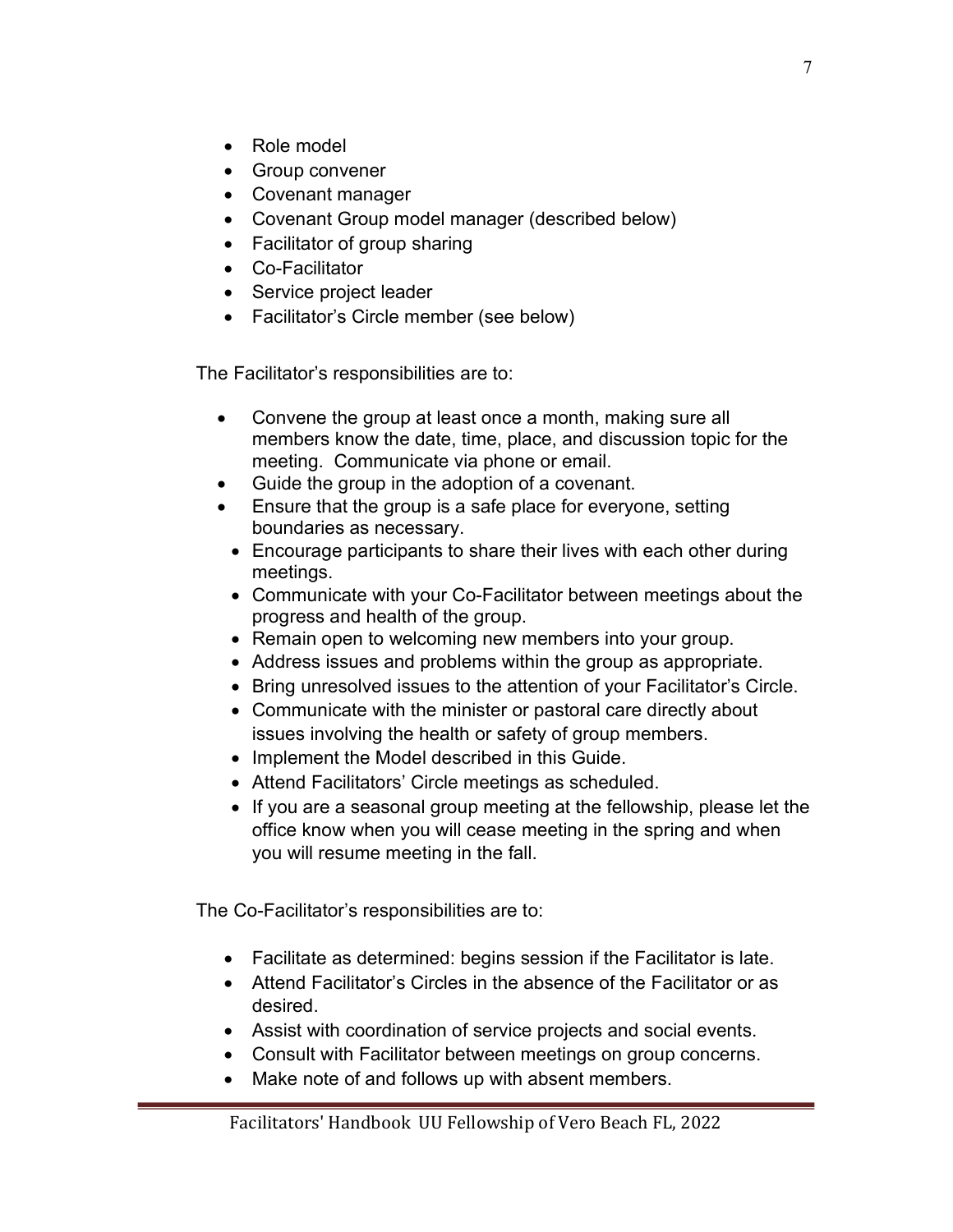- Role model
- Group convener
- Covenant manager
- Covenant Group model manager (described below)
- Facilitator of group sharing
- Co-Facilitator
- Service project leader
- Facilitator's Circle member (see below)

The Facilitator's responsibilities are to:

- Convene the group at least once a month, making sure all members know the date, time, place, and discussion topic for the meeting. Communicate via phone or email.
- Guide the group in the adoption of a covenant.
- Ensure that the group is a safe place for everyone, setting boundaries as necessary.
- Encourage participants to share their lives with each other during meetings.
- Communicate with your Co-Facilitator between meetings about the progress and health of the group.
- Remain open to welcoming new members into your group.
- Address issues and problems within the group as appropriate.
- Bring unresolved issues to the attention of your Facilitator's Circle.
- Communicate with the minister or pastoral care directly about issues involving the health or safety of group members.
- Implement the Model described in this Guide.
- Attend Facilitators' Circle meetings as scheduled.
- If you are a seasonal group meeting at the fellowship, please let the office know when you will cease meeting in the spring and when you will resume meeting in the fall.

The Co-Facilitator's responsibilities are to:

- Facilitate as determined: begins session if the Facilitator is late.
- Attend Facilitator's Circles in the absence of the Facilitator or as desired.
- Assist with coordination of service projects and social events.
- Consult with Facilitator between meetings on group concerns.
- Make note of and follows up with absent members.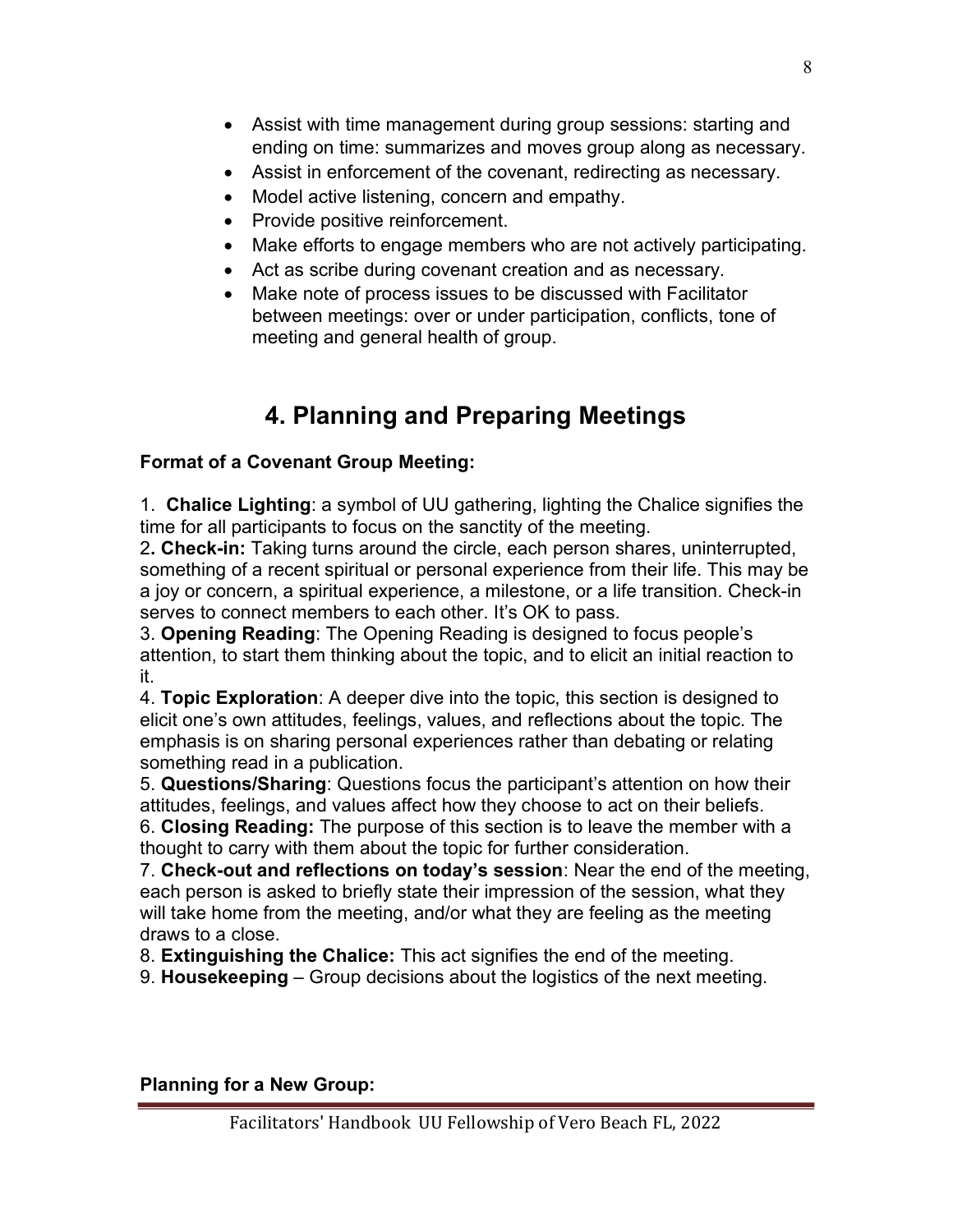- Assist with time management during group sessions: starting and ending on time: summarizes and moves group along as necessary.
- Assist in enforcement of the covenant, redirecting as necessary.
- Model active listening, concern and empathy.
- Provide positive reinforcement.
- Make efforts to engage members who are not actively participating.
- Act as scribe during covenant creation and as necessary.
- Make note of process issues to be discussed with Facilitator between meetings: over or under participation, conflicts, tone of meeting and general health of group.

# 4. Planning and Preparing Meetings

**Format of a Covenant Group Meeting:**

1. **Chalice Lighting**: a symbol of UU gathering, lighting the Chalice signifies the time for all participants to focus on the sanctity of the meeting.
2. **Check-in:** Taking turns around the circle, each person shares, uninterrupted, something of a recent spiritual or personal experience from their life. This may be a joy or concern, a spiritual experience, a milestone, or a life transition. Check-in serves to connect members to each other. It's OK to pass.
3. **Opening Reading**: The Opening Reading is designed to focus people's attention, to start them thinking about the topic, and to elicit an initial reaction to it.
4. **Topic Exploration**: A deeper dive into the topic, this section is designed to elicit one's own attitudes, feelings, values, and reflections about the topic. The emphasis is on sharing personal experiences rather than debating or relating something read in a publication.
5. **Questions/Sharing**: Questions focus the participant's attention on how their attitudes, feelings, and values affect how they choose to act on their beliefs.
6. **Closing Reading:** The purpose of this section is to leave the member with a thought to carry with them about the topic for further consideration.
7. **Check-out and reflections on today's session**: Near the end of the meeting, each person is asked to briefly state their impression of the session, what they will take home from the meeting, and/or what they are feeling as the meeting draws to a close.
8. **Extinguishing the Chalice:** This act signifies the end of the meeting.
9. **Housekeeping** – Group decisions about the logistics of the next meeting.

**Planning for a New Group:**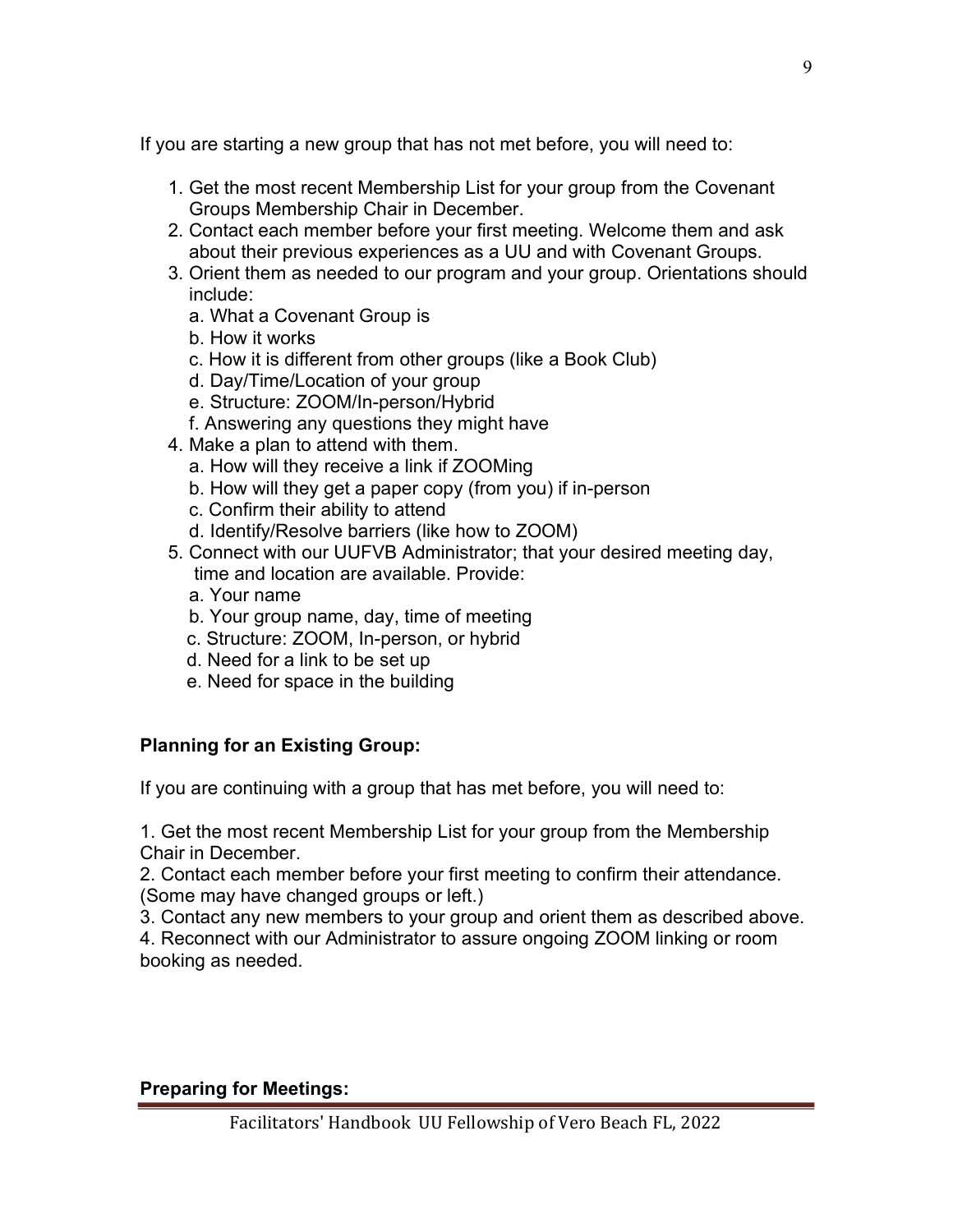If you are starting a new group that has not met before, you will need to:

1. Get the most recent Membership List for your group from the Covenant Groups Membership Chair in December.
2. Contact each member before your first meeting. Welcome them and ask about their previous experiences as a UU and with Covenant Groups.
3. Orient them as needed to our program and your group. Orientations should include:
   a. What a Covenant Group is
   b. How it works
   c. How it is different from other groups (like a Book Club)
   d. Day/Time/Location of your group
   e. Structure: ZOOM/In-person/Hybrid
   f. Answering any questions they might have
4. Make a plan to attend with them.
   a. How will they receive a link if ZOOMing
   b. How will they get a paper copy (from you) if in-person
   c. Confirm their ability to attend
   d. Identify/Resolve barriers (like how to ZOOM)
5. Connect with our UUFVB Administrator; that your desired meeting day, time and location are available. Provide:
   a. Your name
   b. Your group name, day, time of meeting
   c. Structure: ZOOM, In-person, or hybrid
   d. Need for a link to be set up
   e. Need for space in the building

**Planning for an Existing Group:**

If you are continuing with a group that has met before, you will need to:

1. Get the most recent Membership List for your group from the Membership Chair in December.
2. Contact each member before your first meeting to confirm their attendance. (Some may have changed groups or left.)
3. Contact any new members to your group and orient them as described above.
4. Reconnect with our Administrator to assure ongoing ZOOM linking or room booking as needed.

**Preparing for Meetings:**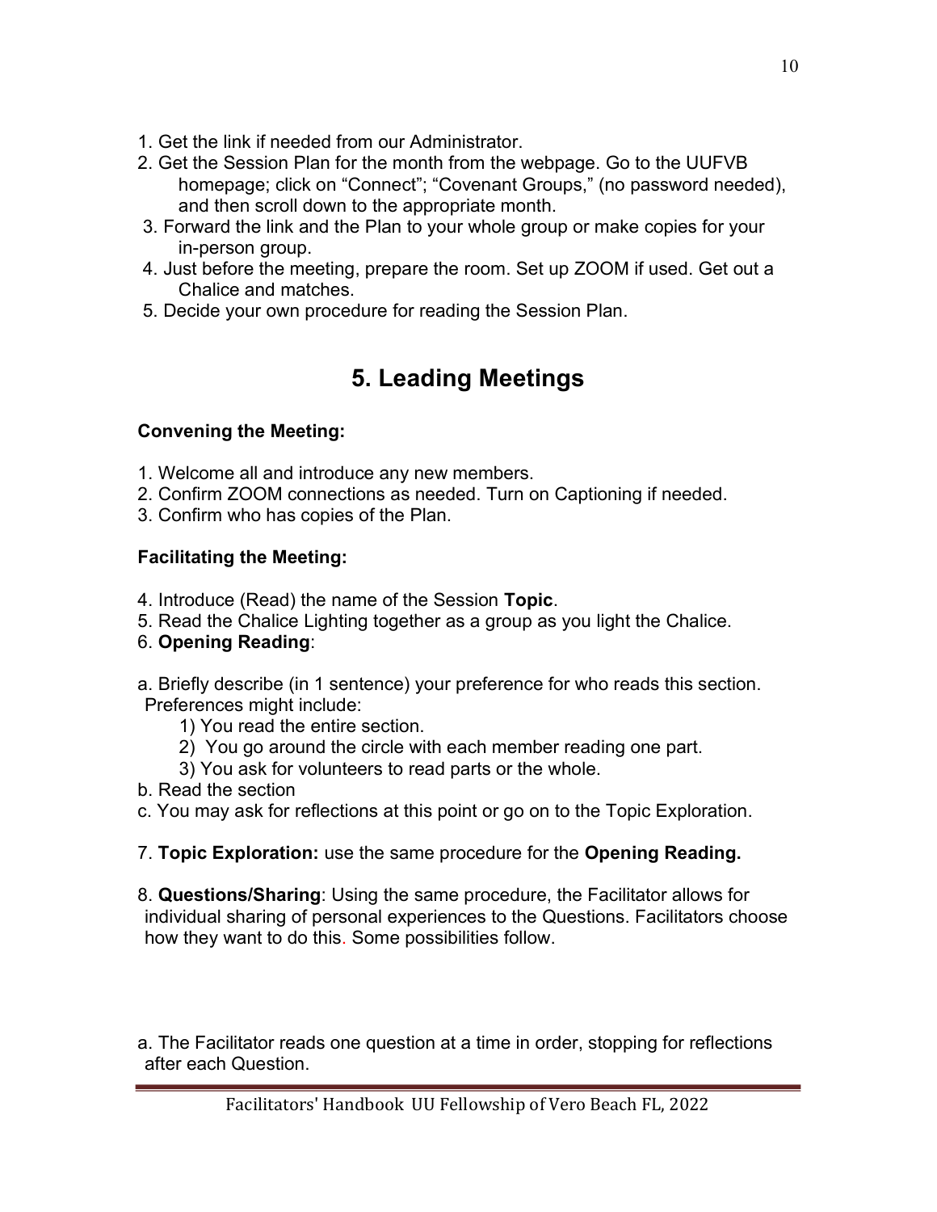1. Get the link if needed from our Administrator.
2. Get the Session Plan for the month from the webpage. Go to the UUFVB homepage; click on “Connect”; “Covenant Groups,” (no password needed), and then scroll down to the appropriate month.
3. Forward the link and the Plan to your whole group or make copies for your in-person group.
4. Just before the meeting, prepare the room. Set up ZOOM if used. Get out a Chalice and matches.
5. Decide your own procedure for reading the Session Plan.

# 5. Leading Meetings

**Convening the Meeting:**

1. Welcome all and introduce any new members.
2. Confirm ZOOM connections as needed. Turn on Captioning if needed.
3. Confirm who has copies of the Plan.

**Facilitating the Meeting:**

4. Introduce (Read) the name of the Session **Topic**.
5. Read the Chalice Lighting together as a group as you light the Chalice.
6. **Opening Reading**:

a. Briefly describe (in 1 sentence) your preference for who reads this section. Preferences might include:
   1) You read the entire section.
   2) You go around the circle with each member reading one part.
   3) You ask for volunteers to read parts or the whole.

b. Read the section

c. You may ask for reflections at this point or go on to the Topic Exploration.

7. **Topic Exploration:** use the same procedure for the **Opening Reading.**

8. **Questions/Sharing**: Using the same procedure, the Facilitator allows for individual sharing of personal experiences to the Questions. Facilitators choose how they want to do this. Some possibilities follow.

a. The Facilitator reads one question at a time in order, stopping for reflections after each Question.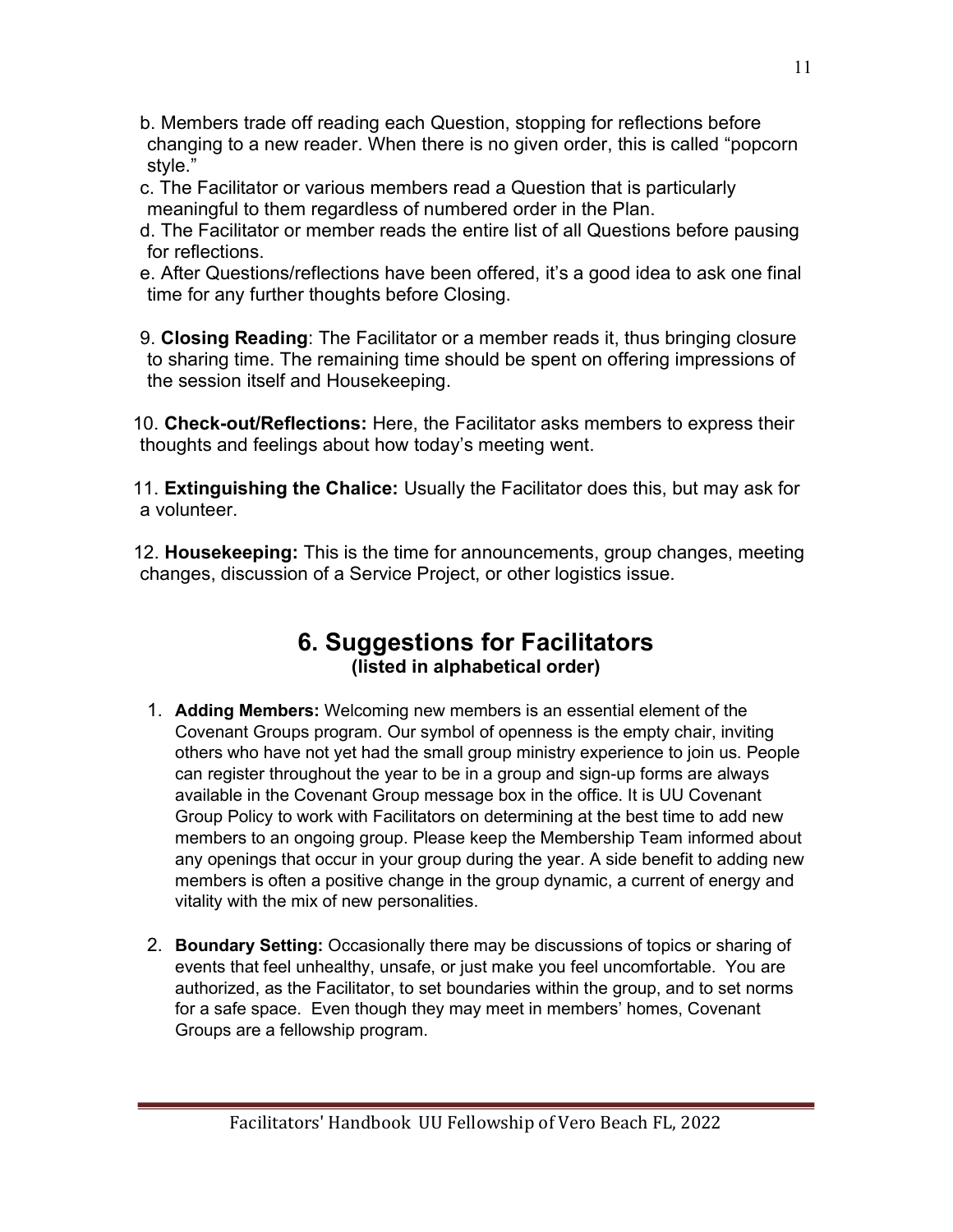b. Members trade off reading each Question, stopping for reflections before changing to a new reader. When there is no given order, this is called "popcorn style."

c. The Facilitator or various members read a Question that is particularly meaningful to them regardless of numbered order in the Plan.

d. The Facilitator or member reads the entire list of all Questions before pausing for reflections.

e. After Questions/reflections have been offered, it's a good idea to ask one final time for any further thoughts before Closing.

9. **Closing Reading**: The Facilitator or a member reads it, thus bringing closure to sharing time. The remaining time should be spent on offering impressions of the session itself and Housekeeping.

10. **Check-out/Reflections:** Here, the Facilitator asks members to express their thoughts and feelings about how today's meeting went.

11. **Extinguishing the Chalice:** Usually the Facilitator does this, but may ask for a volunteer.

12. **Housekeeping:** This is the time for announcements, group changes, meeting changes, discussion of a Service Project, or other logistics issue.

## 6. Suggestions for Facilitators
**(listed in alphabetical order)**

1. **Adding Members:** Welcoming new members is an essential element of the Covenant Groups program. Our symbol of openness is the empty chair, inviting others who have not yet had the small group ministry experience to join us. People can register throughout the year to be in a group and sign-up forms are always available in the Covenant Group message box in the office. It is UU Covenant Group Policy to work with Facilitators on determining at the best time to add new members to an ongoing group. Please keep the Membership Team informed about any openings that occur in your group during the year. A side benefit to adding new members is often a positive change in the group dynamic, a current of energy and vitality with the mix of new personalities.

2. **Boundary Setting:** Occasionally there may be discussions of topics or sharing of events that feel unhealthy, unsafe, or just make you feel uncomfortable. You are authorized, as the Facilitator, to set boundaries within the group, and to set norms for a safe space. Even though they may meet in members' homes, Covenant Groups are a fellowship program.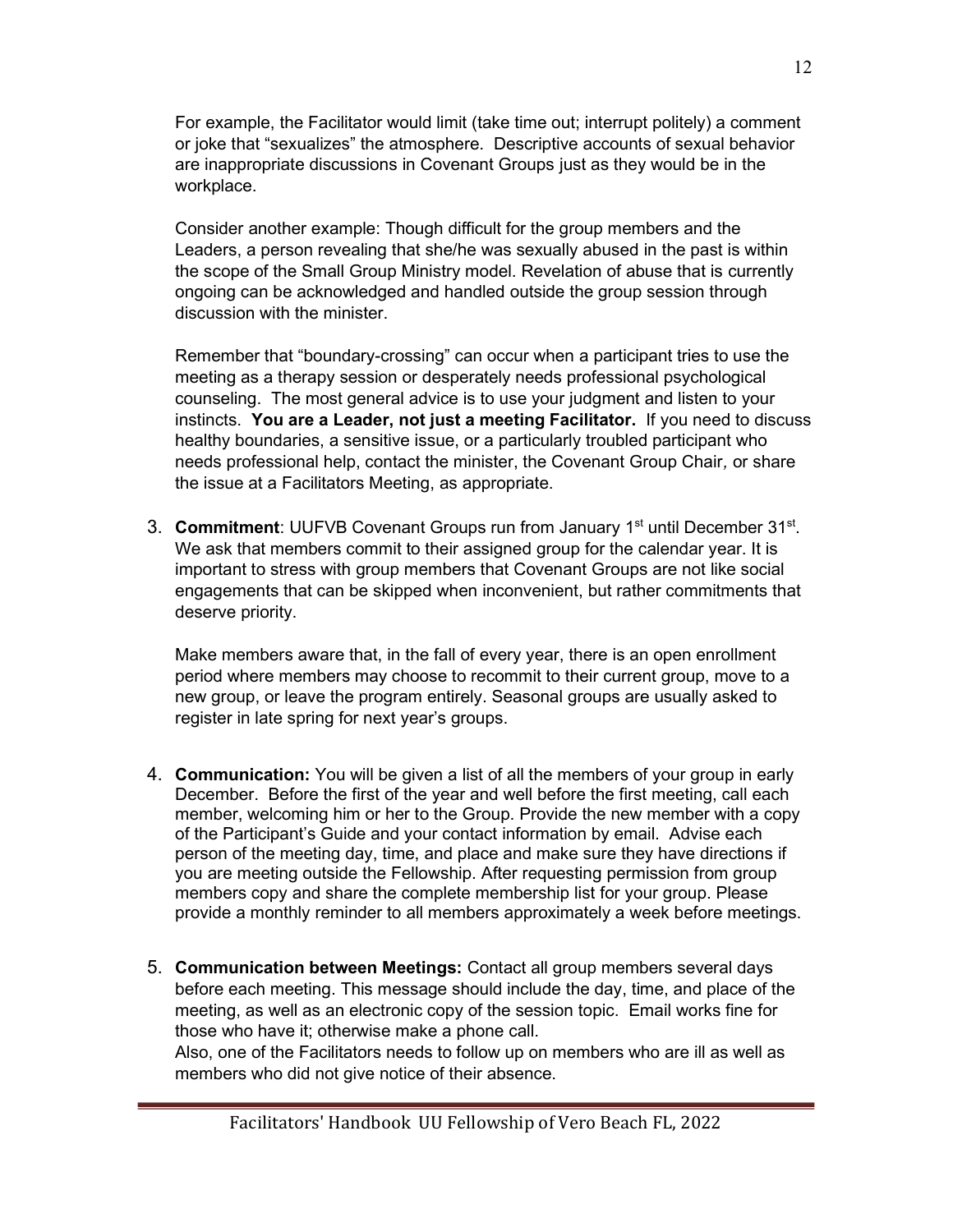For example, the Facilitator would limit (take time out; interrupt politely) a comment or joke that "sexualizes" the atmosphere. Descriptive accounts of sexual behavior are inappropriate discussions in Covenant Groups just as they would be in the workplace.

Consider another example: Though difficult for the group members and the Leaders, a person revealing that she/he was sexually abused in the past is within the scope of the Small Group Ministry model. Revelation of abuse that is currently ongoing can be acknowledged and handled outside the group session through discussion with the minister.

Remember that "boundary-crossing" can occur when a participant tries to use the meeting as a therapy session or desperately needs professional psychological counseling. The most general advice is to use your judgment and listen to your instincts. **You are a Leader, not just a meeting Facilitator.** If you need to discuss healthy boundaries, a sensitive issue, or a particularly troubled participant who needs professional help, contact the minister, the Covenant Group Chair, or share the issue at a Facilitators Meeting, as appropriate.

3. **Commitment**: UUFVB Covenant Groups run from January 1st until December 31st. We ask that members commit to their assigned group for the calendar year. It is important to stress with group members that Covenant Groups are not like social engagements that can be skipped when inconvenient, but rather commitments that deserve priority.

   Make members aware that, in the fall of every year, there is an open enrollment period where members may choose to recommit to their current group, move to a new group, or leave the program entirely. Seasonal groups are usually asked to register in late spring for next year's groups.

4. **Communication:** You will be given a list of all the members of your group in early December. Before the first of the year and well before the first meeting, call each member, welcoming him or her to the Group. Provide the new member with a copy of the Participant's Guide and your contact information by email. Advise each person of the meeting day, time, and place and make sure they have directions if you are meeting outside the Fellowship. After requesting permission from group members copy and share the complete membership list for your group. Please provide a monthly reminder to all members approximately a week before meetings.

5. **Communication between Meetings:** Contact all group members several days before each meeting. This message should include the day, time, and place of the meeting, as well as an electronic copy of the session topic. Email works fine for those who have it; otherwise make a phone call.
   Also, one of the Facilitators needs to follow up on members who are ill as well as members who did not give notice of their absence.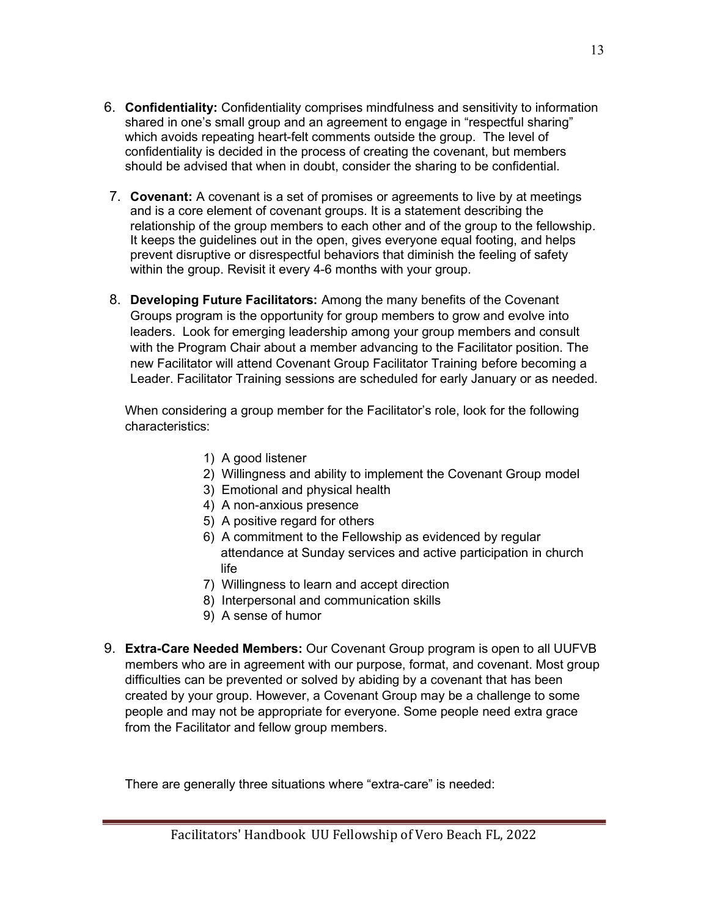6. **Confidentiality:** Confidentiality comprises mindfulness and sensitivity to information shared in one's small group and an agreement to engage in "respectful sharing" which avoids repeating heart-felt comments outside the group. The level of confidentiality is decided in the process of creating the covenant, but members should be advised that when in doubt, consider the sharing to be confidential.

7. **Covenant:** A covenant is a set of promises or agreements to live by at meetings and is a core element of covenant groups. It is a statement describing the relationship of the group members to each other and of the group to the fellowship. It keeps the guidelines out in the open, gives everyone equal footing, and helps prevent disruptive or disrespectful behaviors that diminish the feeling of safety within the group. Revisit it every 4-6 months with your group.

8. **Developing Future Facilitators:** Among the many benefits of the Covenant Groups program is the opportunity for group members to grow and evolve into leaders. Look for emerging leadership among your group members and consult with the Program Chair about a member advancing to the Facilitator position. The new Facilitator will attend Covenant Group Facilitator Training before becoming a Leader. Facilitator Training sessions are scheduled for early January or as needed.

   When considering a group member for the Facilitator's role, look for the following characteristics:

   1) A good listener
   2) Willingness and ability to implement the Covenant Group model
   3) Emotional and physical health
   4) A non-anxious presence
   5) A positive regard for others
   6) A commitment to the Fellowship as evidenced by regular attendance at Sunday services and active participation in church life
   7) Willingness to learn and accept direction
   8) Interpersonal and communication skills
   9) A sense of humor

9. **Extra-Care Needed Members:** Our Covenant Group program is open to all UUFVB members who are in agreement with our purpose, format, and covenant. Most group difficulties can be prevented or solved by abiding by a covenant that has been created by your group. However, a Covenant Group may be a challenge to some people and may not be appropriate for everyone. Some people need extra grace from the Facilitator and fellow group members.

   There are generally three situations where "extra-care" is needed: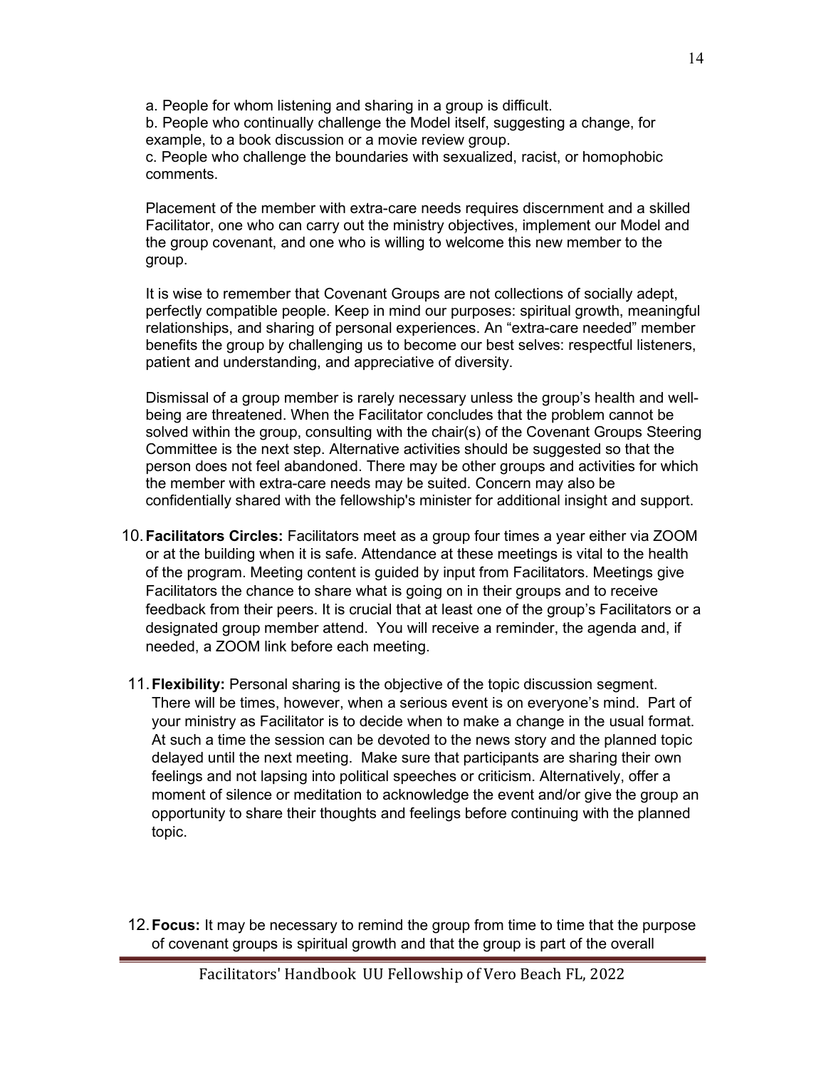a. People for whom listening and sharing in a group is difficult.
b. People who continually challenge the Model itself, suggesting a change, for example, to a book discussion or a movie review group.
c. People who challenge the boundaries with sexualized, racist, or homophobic comments.

Placement of the member with extra-care needs requires discernment and a skilled Facilitator, one who can carry out the ministry objectives, implement our Model and the group covenant, and one who is willing to welcome this new member to the group.

It is wise to remember that Covenant Groups are not collections of socially adept, perfectly compatible people. Keep in mind our purposes: spiritual growth, meaningful relationships, and sharing of personal experiences. An "extra-care needed" member benefits the group by challenging us to become our best selves: respectful listeners, patient and understanding, and appreciative of diversity.

Dismissal of a group member is rarely necessary unless the group's health and well-being are threatened. When the Facilitator concludes that the problem cannot be solved within the group, consulting with the chair(s) of the Covenant Groups Steering Committee is the next step. Alternative activities should be suggested so that the person does not feel abandoned. There may be other groups and activities for which the member with extra-care needs may be suited. Concern may also be confidentially shared with the fellowship's minister for additional insight and support.

10. **Facilitators Circles:** Facilitators meet as a group four times a year either via ZOOM or at the building when it is safe. Attendance at these meetings is vital to the health of the program. Meeting content is guided by input from Facilitators. Meetings give Facilitators the chance to share what is going on in their groups and to receive feedback from their peers. It is crucial that at least one of the group's Facilitators or a designated group member attend. You will receive a reminder, the agenda and, if needed, a ZOOM link before each meeting.

11. **Flexibility:** Personal sharing is the objective of the topic discussion segment. There will be times, however, when a serious event is on everyone's mind. Part of your ministry as Facilitator is to decide when to make a change in the usual format. At such a time the session can be devoted to the news story and the planned topic delayed until the next meeting. Make sure that participants are sharing their own feelings and not lapsing into political speeches or criticism. Alternatively, offer a moment of silence or meditation to acknowledge the event and/or give the group an opportunity to share their thoughts and feelings before continuing with the planned topic.

12. **Focus:** It may be necessary to remind the group from time to time that the purpose of covenant groups is spiritual growth and that the group is part of the overall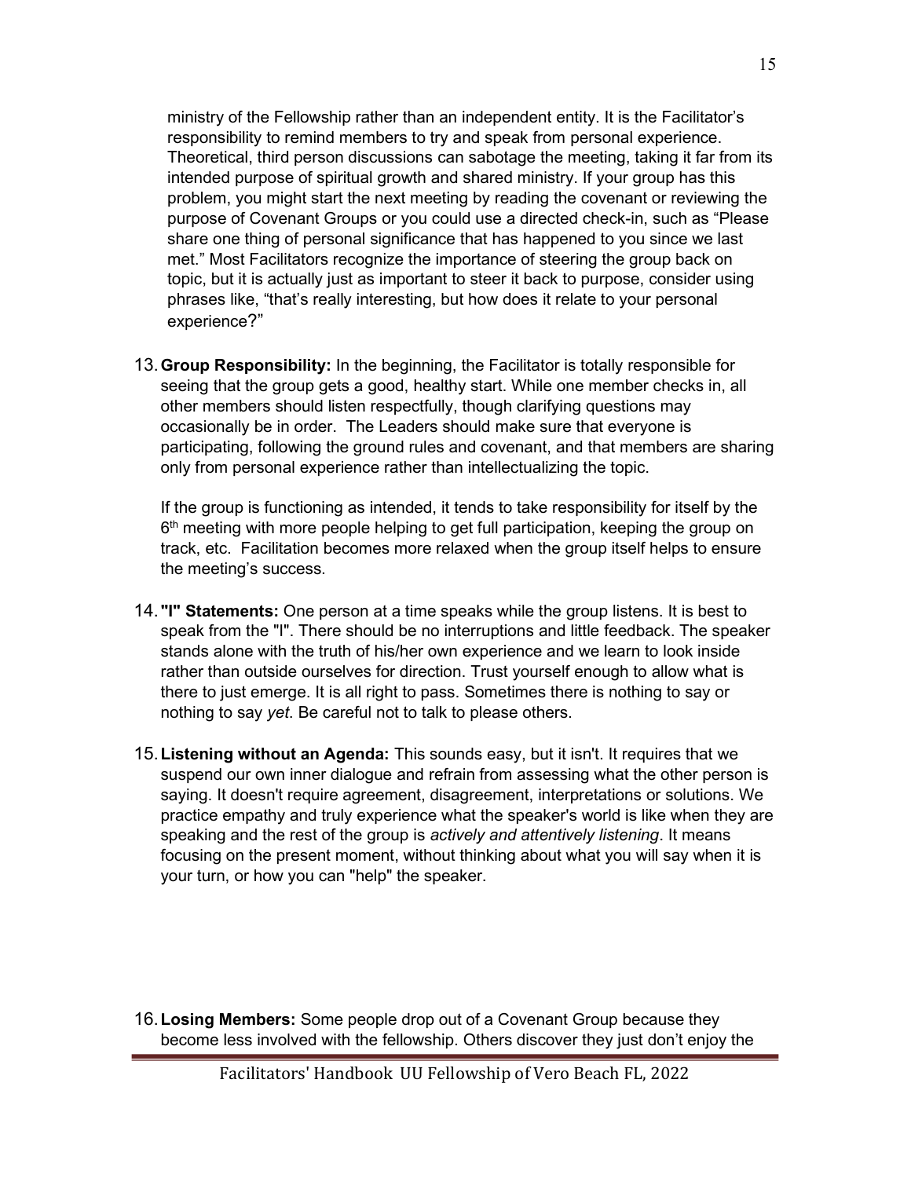ministry of the Fellowship rather than an independent entity. It is the Facilitator's responsibility to remind members to try and speak from personal experience. Theoretical, third person discussions can sabotage the meeting, taking it far from its intended purpose of spiritual growth and shared ministry. If your group has this problem, you might start the next meeting by reading the covenant or reviewing the purpose of Covenant Groups or you could use a directed check-in, such as "Please share one thing of personal significance that has happened to you since we last met." Most Facilitators recognize the importance of steering the group back on topic, but it is actually just as important to steer it back to purpose, consider using phrases like, "that's really interesting, but how does it relate to your personal experience?"

13. **Group Responsibility:** In the beginning, the Facilitator is totally responsible for seeing that the group gets a good, healthy start. While one member checks in, all other members should listen respectfully, though clarifying questions may occasionally be in order. The Leaders should make sure that everyone is participating, following the ground rules and covenant, and that members are sharing only from personal experience rather than intellectualizing the topic.

    If the group is functioning as intended, it tends to take responsibility for itself by the 6th meeting with more people helping to get full participation, keeping the group on track, etc. Facilitation becomes more relaxed when the group itself helps to ensure the meeting's success.

14. **"I" Statements:** One person at a time speaks while the group listens. It is best to speak from the "I". There should be no interruptions and little feedback. The speaker stands alone with the truth of his/her own experience and we learn to look inside rather than outside ourselves for direction. Trust yourself enough to allow what is there to just emerge. It is all right to pass. Sometimes there is nothing to say or nothing to say *yet*. Be careful not to talk to please others.

15. **Listening without an Agenda:** This sounds easy, but it isn't. It requires that we suspend our own inner dialogue and refrain from assessing what the other person is saying. It doesn't require agreement, disagreement, interpretations or solutions. We practice empathy and truly experience what the speaker's world is like when they are speaking and the rest of the group is *actively and attentively listening*. It means focusing on the present moment, without thinking about what you will say when it is your turn, or how you can "help" the speaker.

16. **Losing Members:** Some people drop out of a Covenant Group because they become less involved with the fellowship. Others discover they just don't enjoy the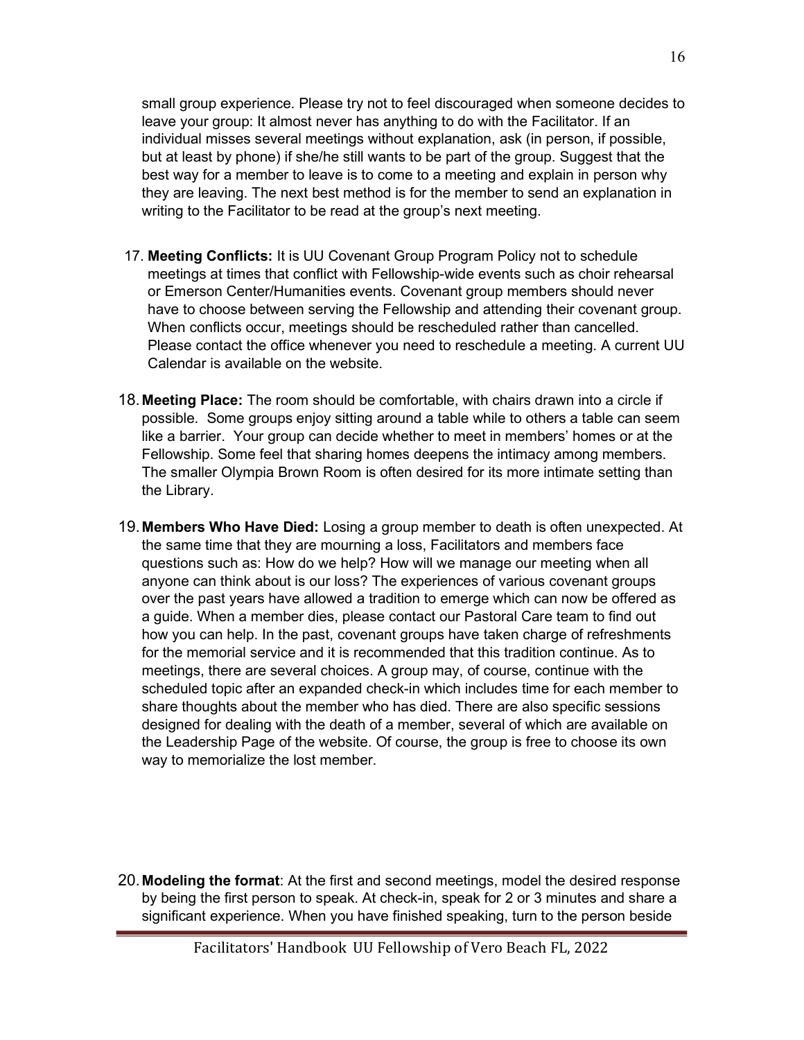small group experience. Please try not to feel discouraged when someone decides to leave your group: It almost never has anything to do with the Facilitator. If an individual misses several meetings without explanation, ask (in person, if possible, but at least by phone) if she/he still wants to be part of the group. Suggest that the best way for a member to leave is to come to a meeting and explain in person why they are leaving. The next best method is for the member to send an explanation in writing to the Facilitator to be read at the group's next meeting.

17. **Meeting Conflicts:** It is UU Covenant Group Program Policy not to schedule meetings at times that conflict with Fellowship-wide events such as choir rehearsal or Emerson Center/Humanities events. Covenant group members should never have to choose between serving the Fellowship and attending their covenant group. When conflicts occur, meetings should be rescheduled rather than cancelled. Please contact the office whenever you need to reschedule a meeting. A current UU Calendar is available on the website.

18. **Meeting Place:** The room should be comfortable, with chairs drawn into a circle if possible. Some groups enjoy sitting around a table while to others a table can seem like a barrier. Your group can decide whether to meet in members' homes or at the Fellowship. Some feel that sharing homes deepens the intimacy among members. The smaller Olympia Brown Room is often desired for its more intimate setting than the Library.

19. **Members Who Have Died:** Losing a group member to death is often unexpected. At the same time that they are mourning a loss, Facilitators and members face questions such as: How do we help? How will we manage our meeting when all anyone can think about is our loss? The experiences of various covenant groups over the past years have allowed a tradition to emerge which can now be offered as a guide. When a member dies, please contact our Pastoral Care team to find out how you can help. In the past, covenant groups have taken charge of refreshments for the memorial service and it is recommended that this tradition continue. As to meetings, there are several choices. A group may, of course, continue with the scheduled topic after an expanded check-in which includes time for each member to share thoughts about the member who has died. There are also specific sessions designed for dealing with the death of a member, several of which are available on the Leadership Page of the website. Of course, the group is free to choose its own way to memorialize the lost member.

20. **Modeling the format**: At the first and second meetings, model the desired response by being the first person to speak. At check-in, speak for 2 or 3 minutes and share a significant experience. When you have finished speaking, turn to the person beside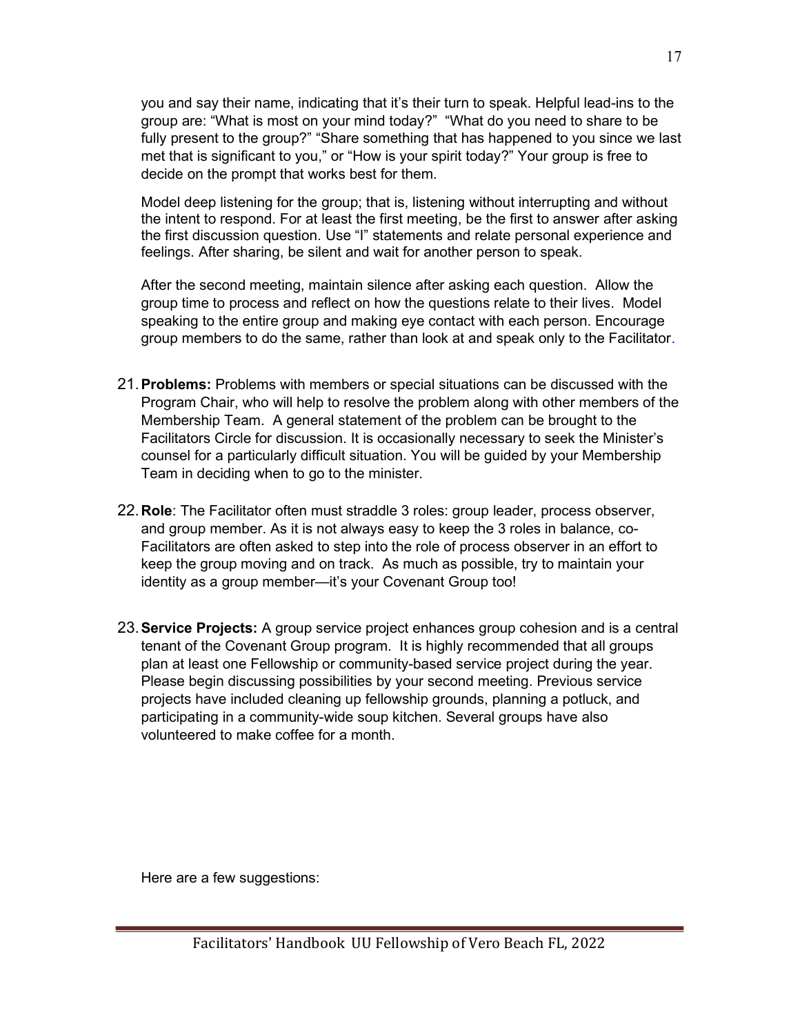you and say their name, indicating that it's their turn to speak. Helpful lead-ins to the group are: "What is most on your mind today?" "What do you need to share to be fully present to the group?" "Share something that has happened to you since we last met that is significant to you," or "How is your spirit today?" Your group is free to decide on the prompt that works best for them.

Model deep listening for the group; that is, listening without interrupting and without the intent to respond. For at least the first meeting, be the first to answer after asking the first discussion question. Use "I" statements and relate personal experience and feelings. After sharing, be silent and wait for another person to speak.

After the second meeting, maintain silence after asking each question. Allow the group time to process and reflect on how the questions relate to their lives. Model speaking to the entire group and making eye contact with each person. Encourage group members to do the same, rather than look at and speak only to the Facilitator.

21. **Problems:** Problems with members or special situations can be discussed with the Program Chair, who will help to resolve the problem along with other members of the Membership Team. A general statement of the problem can be brought to the Facilitators Circle for discussion. It is occasionally necessary to seek the Minister's counsel for a particularly difficult situation. You will be guided by your Membership Team in deciding when to go to the minister.

22. **Role**: The Facilitator often must straddle 3 roles: group leader, process observer, and group member. As it is not always easy to keep the 3 roles in balance, co-Facilitators are often asked to step into the role of process observer in an effort to keep the group moving and on track. As much as possible, try to maintain your identity as a group member—it's your Covenant Group too!

23. **Service Projects:** A group service project enhances group cohesion and is a central tenant of the Covenant Group program. It is highly recommended that all groups plan at least one Fellowship or community-based service project during the year. Please begin discussing possibilities by your second meeting. Previous service projects have included cleaning up fellowship grounds, planning a potluck, and participating in a community-wide soup kitchen. Several groups have also volunteered to make coffee for a month.

Here are a few suggestions: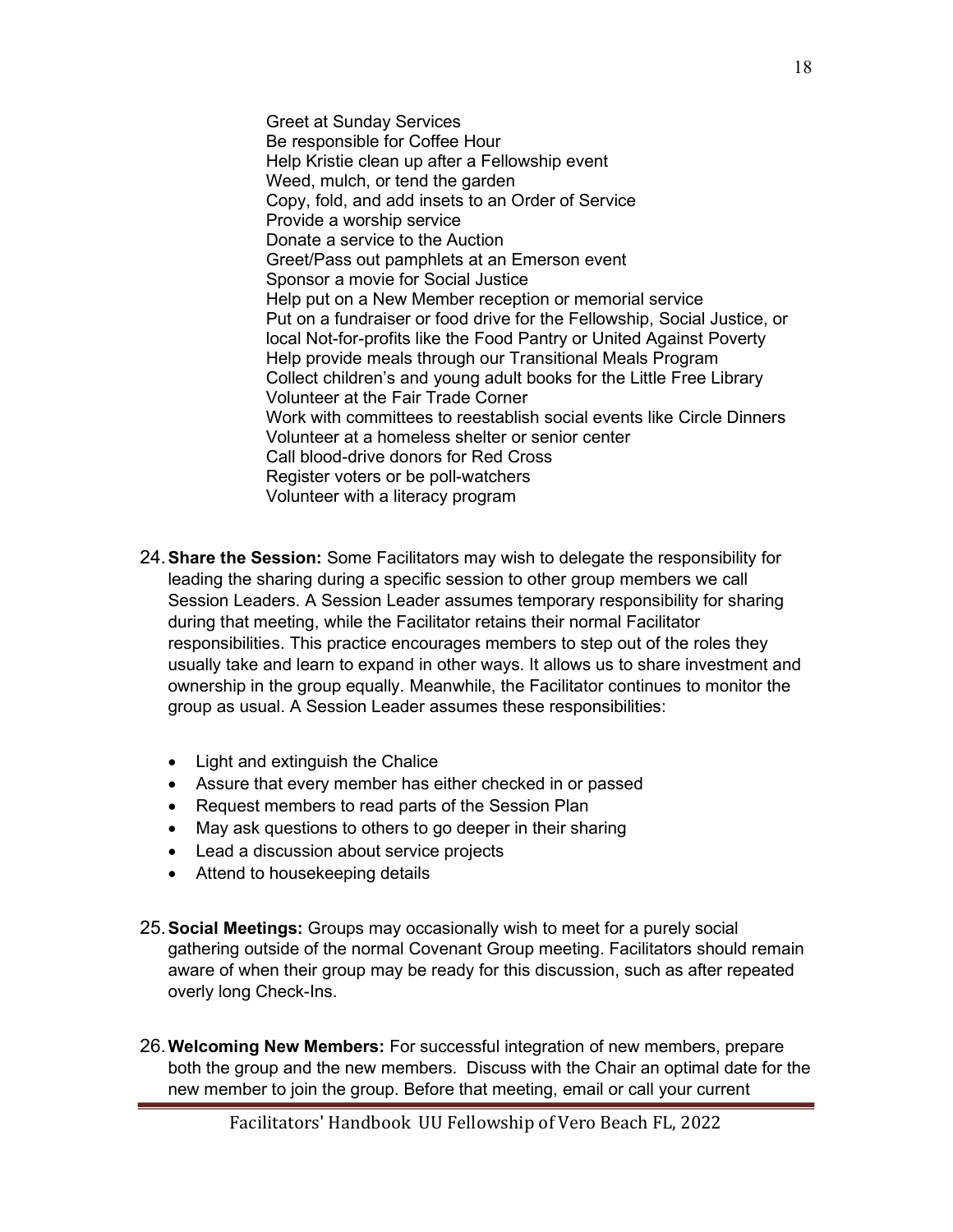Greet at Sunday Services
Be responsible for Coffee Hour
Help Kristie clean up after a Fellowship event
Weed, mulch, or tend the garden
Copy, fold, and add insets to an Order of Service
Provide a worship service
Donate a service to the Auction
Greet/Pass out pamphlets at an Emerson event
Sponsor a movie for Social Justice
Help put on a New Member reception or memorial service
Put on a fundraiser or food drive for the Fellowship, Social Justice, or local Not-for-profits like the Food Pantry or United Against Poverty
Help provide meals through our Transitional Meals Program
Collect children's and young adult books for the Little Free Library
Volunteer at the Fair Trade Corner
Work with committees to reestablish social events like Circle Dinners
Volunteer at a homeless shelter or senior center
Call blood-drive donors for Red Cross
Register voters or be poll-watchers
Volunteer with a literacy program

24. **Share the Session:** Some Facilitators may wish to delegate the responsibility for leading the sharing during a specific session to other group members we call Session Leaders. A Session Leader assumes temporary responsibility for sharing during that meeting, while the Facilitator retains their normal Facilitator responsibilities. This practice encourages members to step out of the roles they usually take and learn to expand in other ways. It allows us to share investment and ownership in the group equally. Meanwhile, the Facilitator continues to monitor the group as usual. A Session Leader assumes these responsibilities:

   - Light and extinguish the Chalice
   - Assure that every member has either checked in or passed
   - Request members to read parts of the Session Plan
   - May ask questions to others to go deeper in their sharing
   - Lead a discussion about service projects
   - Attend to housekeeping details

25. **Social Meetings:** Groups may occasionally wish to meet for a purely social gathering outside of the normal Covenant Group meeting. Facilitators should remain aware of when their group may be ready for this discussion, such as after repeated overly long Check-Ins.

26. **Welcoming New Members:** For successful integration of new members, prepare both the group and the new members. Discuss with the Chair an optimal date for the new member to join the group. Before that meeting, email or call your current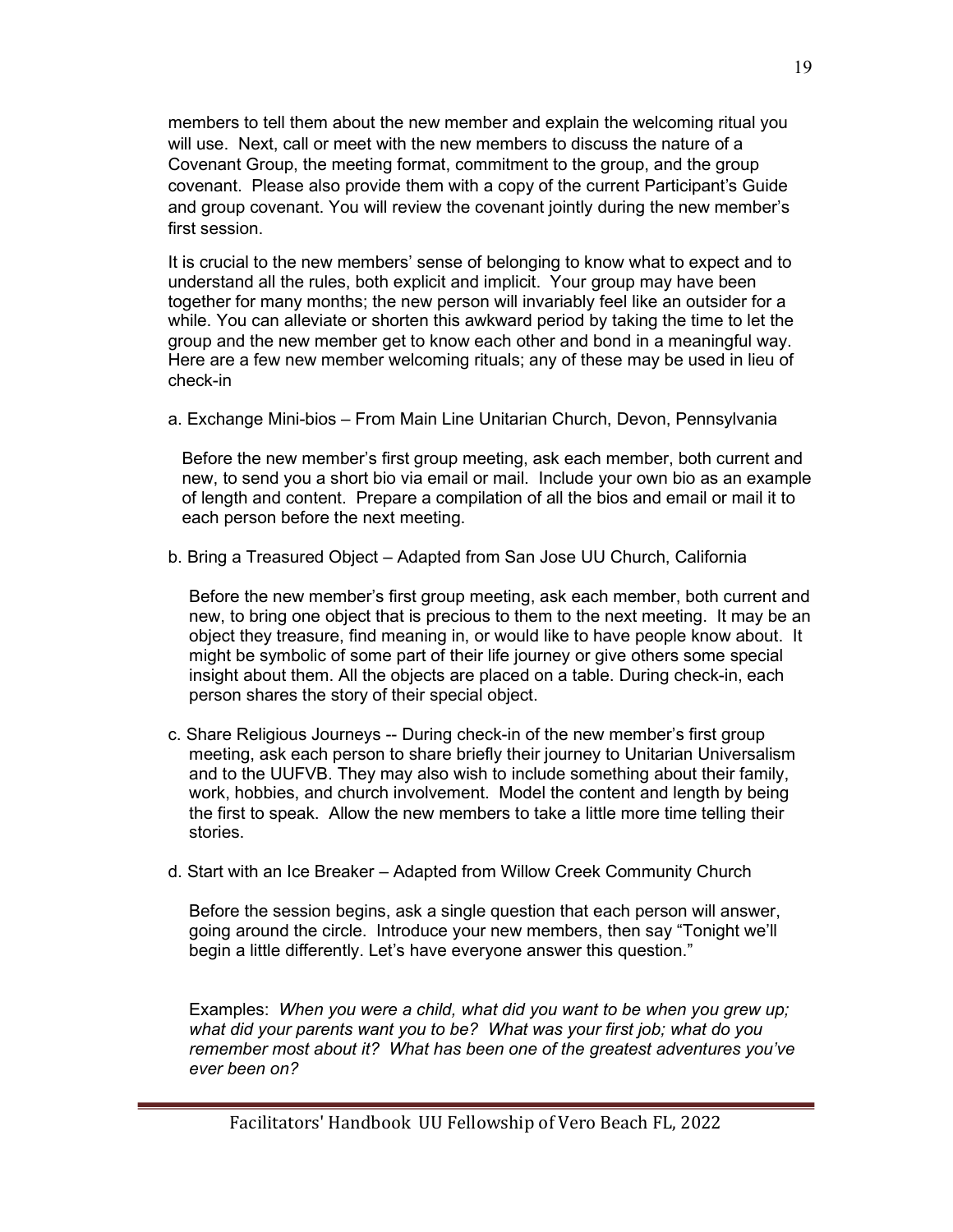members to tell them about the new member and explain the welcoming ritual you will use. Next, call or meet with the new members to discuss the nature of a Covenant Group, the meeting format, commitment to the group, and the group covenant. Please also provide them with a copy of the current Participant's Guide and group covenant. You will review the covenant jointly during the new member's first session.

It is crucial to the new members' sense of belonging to know what to expect and to understand all the rules, both explicit and implicit. Your group may have been together for many months; the new person will invariably feel like an outsider for a while. You can alleviate or shorten this awkward period by taking the time to let the group and the new member get to know each other and bond in a meaningful way. Here are a few new member welcoming rituals; any of these may be used in lieu of check-in

a. Exchange Mini-bios – From Main Line Unitarian Church, Devon, Pennsylvania

Before the new member's first group meeting, ask each member, both current and new, to send you a short bio via email or mail. Include your own bio as an example of length and content. Prepare a compilation of all the bios and email or mail it to each person before the next meeting.

b. Bring a Treasured Object – Adapted from San Jose UU Church, California

Before the new member's first group meeting, ask each member, both current and new, to bring one object that is precious to them to the next meeting. It may be an object they treasure, find meaning in, or would like to have people know about. It might be symbolic of some part of their life journey or give others some special insight about them. All the objects are placed on a table. During check-in, each person shares the story of their special object.

c. Share Religious Journeys -- During check-in of the new member's first group meeting, ask each person to share briefly their journey to Unitarian Universalism and to the UUFVB. They may also wish to include something about their family, work, hobbies, and church involvement. Model the content and length by being the first to speak. Allow the new members to take a little more time telling their stories.

d. Start with an Ice Breaker – Adapted from Willow Creek Community Church

Before the session begins, ask a single question that each person will answer, going around the circle. Introduce your new members, then say "Tonight we'll begin a little differently. Let's have everyone answer this question."

Examples: *When you were a child, what did you want to be when you grew up; what did your parents want you to be? What was your first job; what do you remember most about it? What has been one of the greatest adventures you've ever been on?*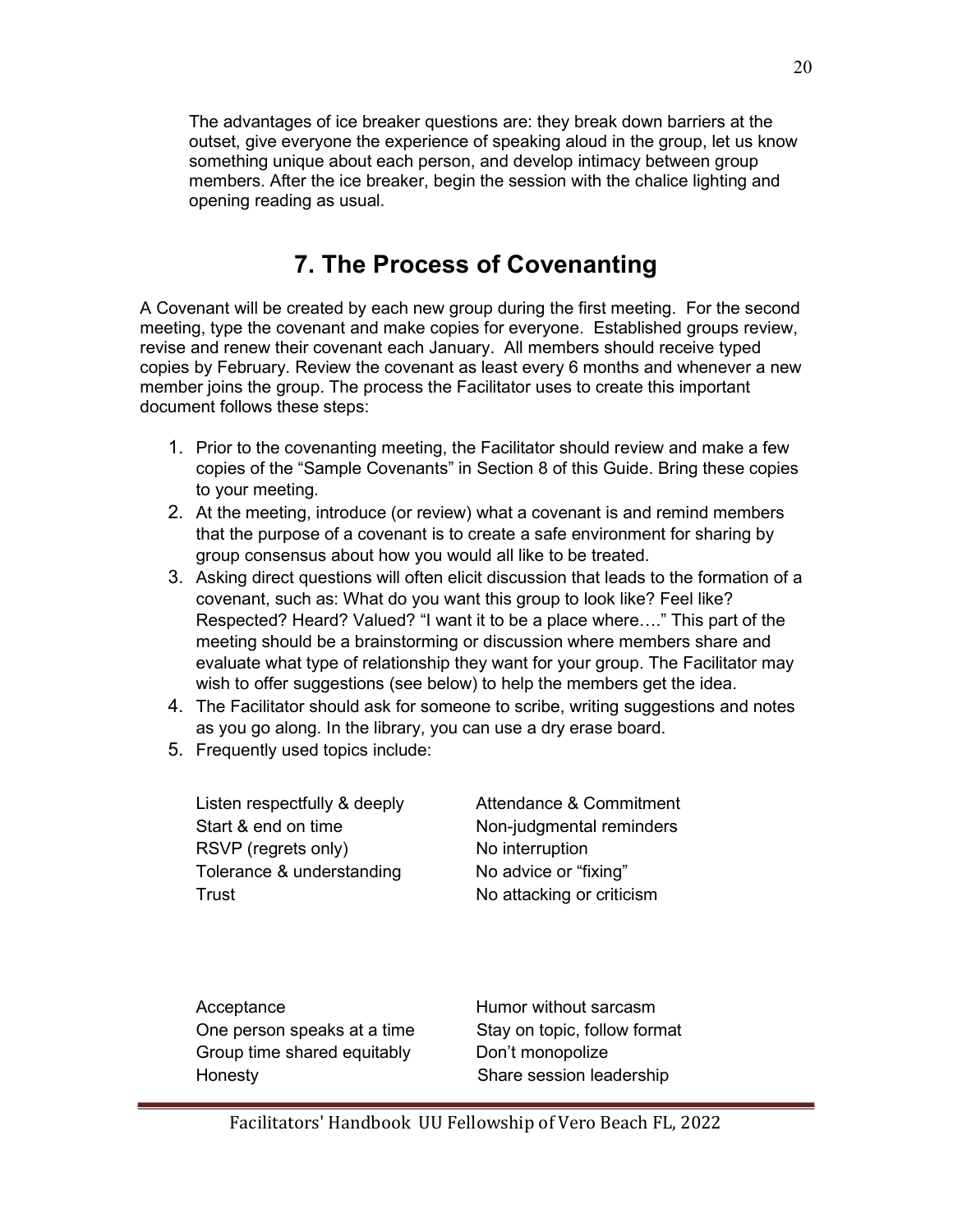The advantages of ice breaker questions are: they break down barriers at the outset, give everyone the experience of speaking aloud in the group, let us know something unique about each person, and develop intimacy between group members. After the ice breaker, begin the session with the chalice lighting and opening reading as usual.

## 7. The Process of Covenanting

A Covenant will be created by each new group during the first meeting. For the second meeting, type the covenant and make copies for everyone. Established groups review, revise and renew their covenant each January. All members should receive typed copies by February. Review the covenant as least every 6 months and whenever a new member joins the group. The process the Facilitator uses to create this important document follows these steps:

1. Prior to the covenanting meeting, the Facilitator should review and make a few copies of the "Sample Covenants" in Section 8 of this Guide. Bring these copies to your meeting.
2. At the meeting, introduce (or review) what a covenant is and remind members that the purpose of a covenant is to create a safe environment for sharing by group consensus about how you would all like to be treated.
3. Asking direct questions will often elicit discussion that leads to the formation of a covenant, such as: What do you want this group to look like? Feel like? Respected? Heard? Valued? "I want it to be a place where…." This part of the meeting should be a brainstorming or discussion where members share and evaluate what type of relationship they want for your group. The Facilitator may wish to offer suggestions (see below) to help the members get the idea.
4. The Facilitator should ask for someone to scribe, writing suggestions and notes as you go along. In the library, you can use a dry erase board.
5. Frequently used topics include:

Listen respectfully & deeply
Start & end on time
RSVP (regrets only)
Tolerance & understanding
Trust

Attendance & Commitment
Non-judgmental reminders
No interruption
No advice or "fixing"
No attacking or criticism

Acceptance
One person speaks at a time
Group time shared equitably
Honesty

Humor without sarcasm
Stay on topic, follow format
Don't monopolize
Share session leadership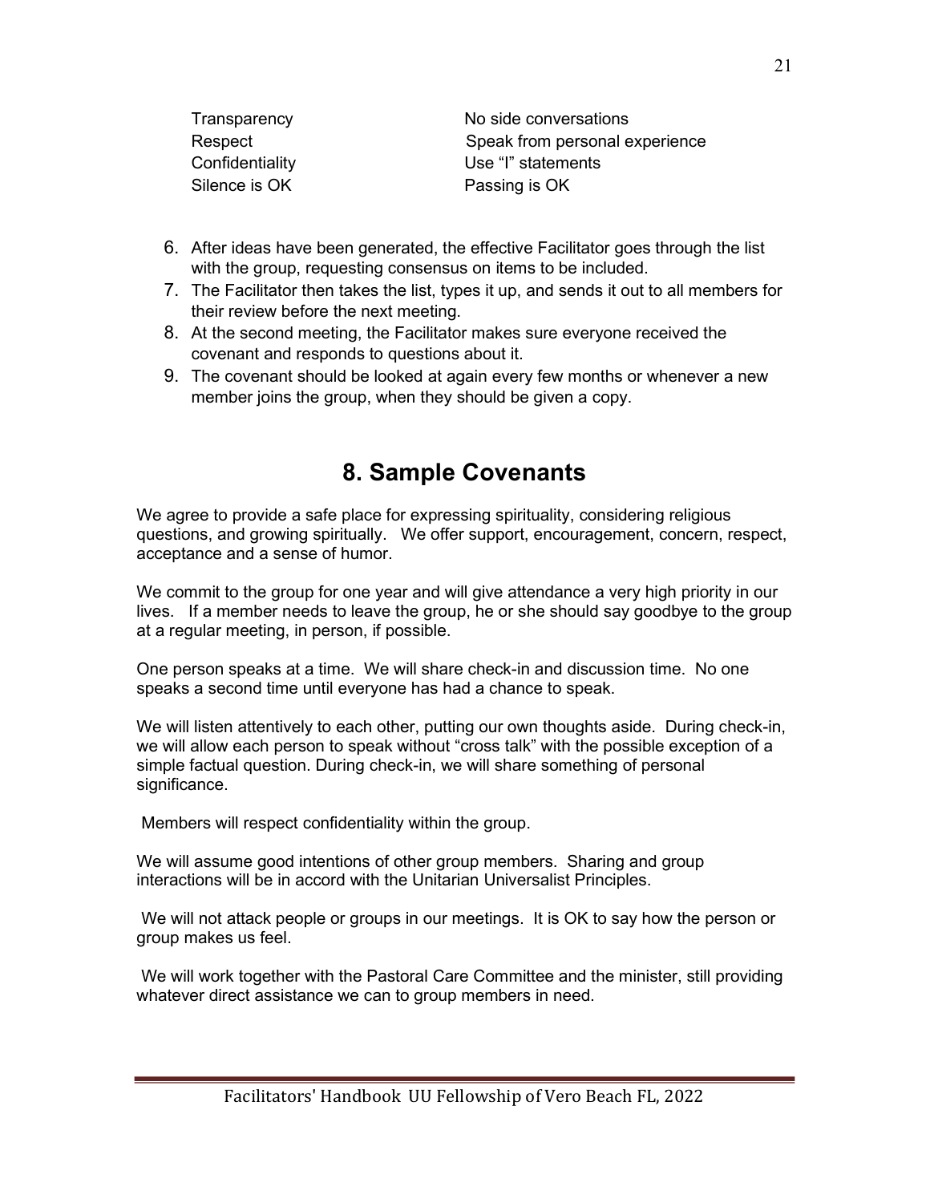| | |
|---|---|
| Transparency | No side conversations |
| Respect | Speak from personal experience |
| Confidentiality | Use "I" statements |
| Silence is OK | Passing is OK |

6. After ideas have been generated, the effective Facilitator goes through the list with the group, requesting consensus on items to be included.
7. The Facilitator then takes the list, types it up, and sends it out to all members for their review before the next meeting.
8. At the second meeting, the Facilitator makes sure everyone received the covenant and responds to questions about it.
9. The covenant should be looked at again every few months or whenever a new member joins the group, when they should be given a copy.

## 8. Sample Covenants

We agree to provide a safe place for expressing spirituality, considering religious questions, and growing spiritually. We offer support, encouragement, concern, respect, acceptance and a sense of humor.

We commit to the group for one year and will give attendance a very high priority in our lives. If a member needs to leave the group, he or she should say goodbye to the group at a regular meeting, in person, if possible.

One person speaks at a time. We will share check-in and discussion time. No one speaks a second time until everyone has had a chance to speak.

We will listen attentively to each other, putting our own thoughts aside. During check-in, we will allow each person to speak without "cross talk" with the possible exception of a simple factual question. During check-in, we will share something of personal significance.

Members will respect confidentiality within the group.

We will assume good intentions of other group members. Sharing and group interactions will be in accord with the Unitarian Universalist Principles.

We will not attack people or groups in our meetings. It is OK to say how the person or group makes us feel.

We will work together with the Pastoral Care Committee and the minister, still providing whatever direct assistance we can to group members in need.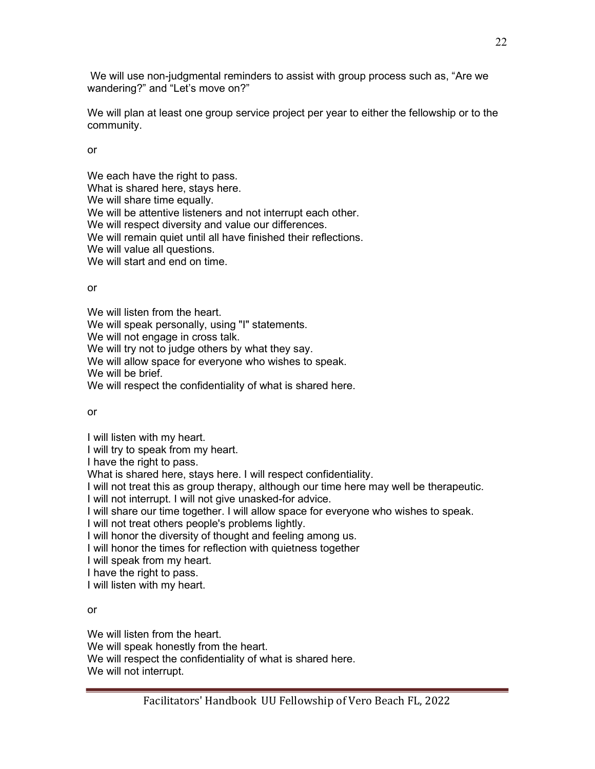We will use non-judgmental reminders to assist with group process such as, "Are we wandering?" and "Let's move on?"

We will plan at least one group service project per year to either the fellowship or to the community.

or

We each have the right to pass.
What is shared here, stays here.
We will share time equally.
We will be attentive listeners and not interrupt each other.
We will respect diversity and value our differences.
We will remain quiet until all have finished their reflections.
We will value all questions.
We will start and end on time.

or

We will listen from the heart.
We will speak personally, using "I" statements.
We will not engage in cross talk.
We will try not to judge others by what they say.
We will allow space for everyone who wishes to speak.
We will be brief.
We will respect the confidentiality of what is shared here.

or

I will listen with my heart.
I will try to speak from my heart.
I have the right to pass.
What is shared here, stays here. I will respect confidentiality.
I will not treat this as group therapy, although our time here may well be therapeutic.
I will not interrupt. I will not give unasked-for advice.
I will share our time together. I will allow space for everyone who wishes to speak.
I will not treat others people's problems lightly.
I will honor the diversity of thought and feeling among us.
I will honor the times for reflection with quietness together
I will speak from my heart.
I have the right to pass.
I will listen with my heart.

or

We will listen from the heart.
We will speak honestly from the heart.
We will respect the confidentiality of what is shared here.
We will not interrupt.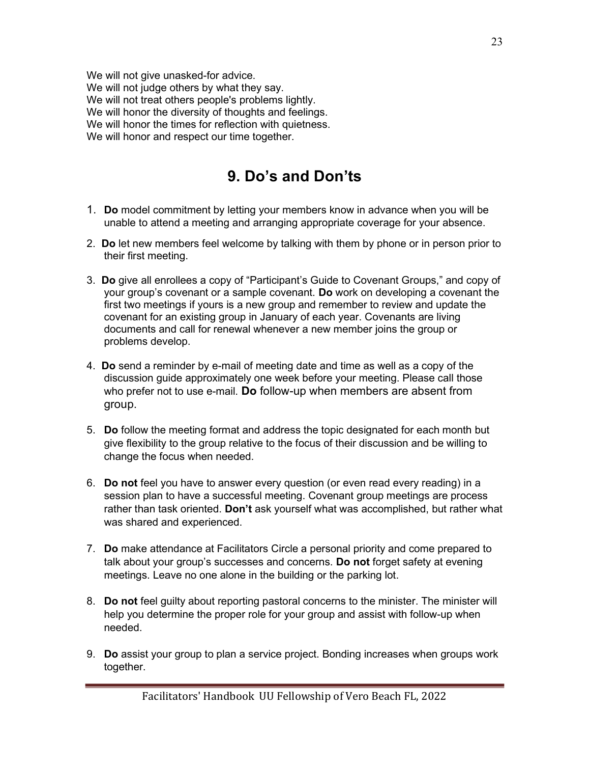We will not give unasked-for advice.
We will not judge others by what they say.
We will not treat others people's problems lightly.
We will honor the diversity of thoughts and feelings.
We will honor the times for reflection with quietness.
We will honor and respect our time together.

## 9. Do's and Don'ts

1. **Do** model commitment by letting your members know in advance when you will be unable to attend a meeting and arranging appropriate coverage for your absence.

2. **Do** let new members feel welcome by talking with them by phone or in person prior to their first meeting.

3. **Do** give all enrollees a copy of "Participant's Guide to Covenant Groups," and copy of your group's covenant or a sample covenant. **Do** work on developing a covenant the first two meetings if yours is a new group and remember to review and update the covenant for an existing group in January of each year. Covenants are living documents and call for renewal whenever a new member joins the group or problems develop.

4. **Do** send a reminder by e-mail of meeting date and time as well as a copy of the discussion guide approximately one week before your meeting. Please call those who prefer not to use e-mail. **Do** follow-up when members are absent from group.

5. **Do** follow the meeting format and address the topic designated for each month but give flexibility to the group relative to the focus of their discussion and be willing to change the focus when needed.

6. **Do not** feel you have to answer every question (or even read every reading) in a session plan to have a successful meeting. Covenant group meetings are process rather than task oriented. **Don't** ask yourself what was accomplished, but rather what was shared and experienced.

7. **Do** make attendance at Facilitators Circle a personal priority and come prepared to talk about your group's successes and concerns. **Do not** forget safety at evening meetings. Leave no one alone in the building or the parking lot.

8. **Do not** feel guilty about reporting pastoral concerns to the minister. The minister will help you determine the proper role for your group and assist with follow-up when needed.

9. **Do** assist your group to plan a service project. Bonding increases when groups work together.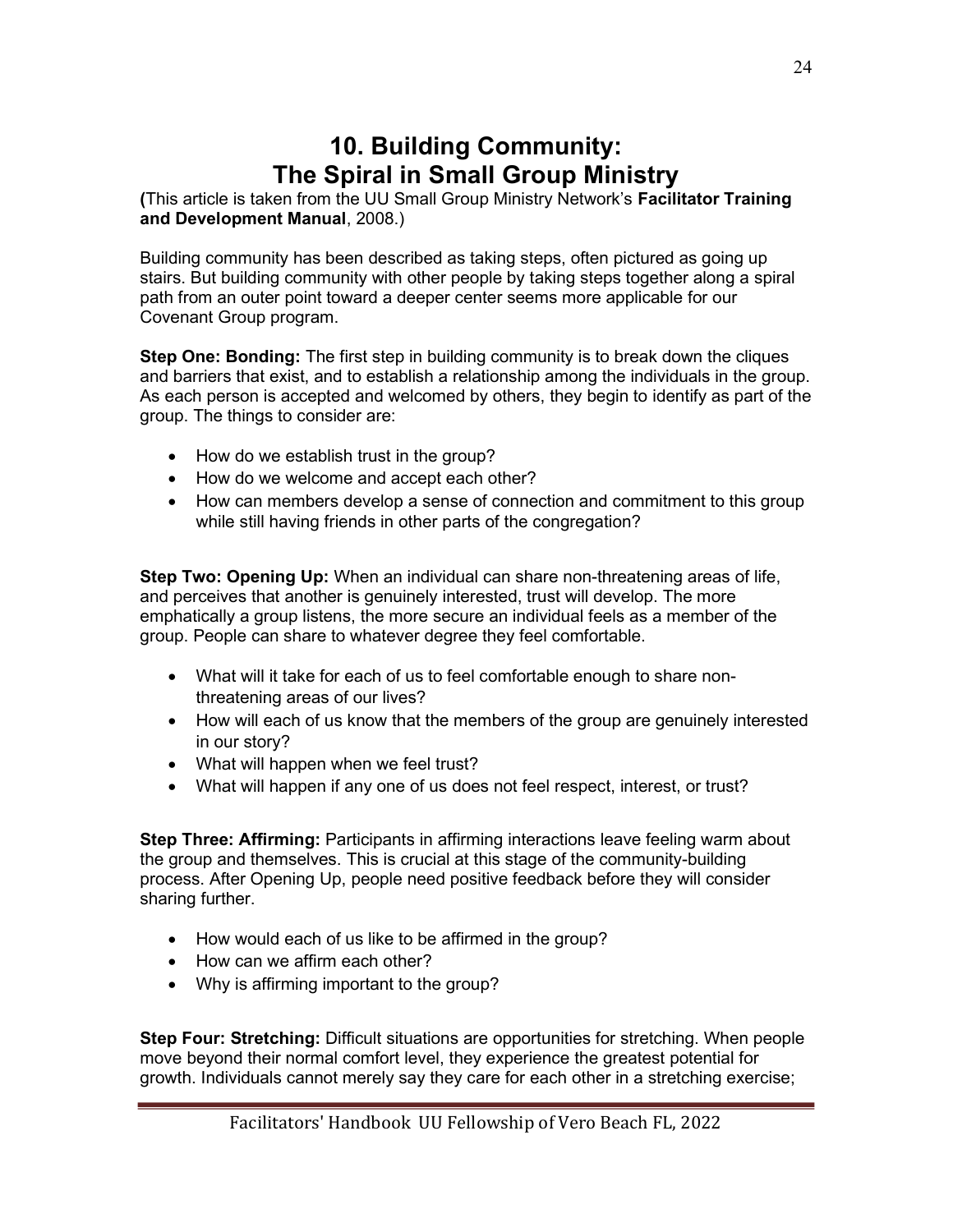# 10. Building Community: The Spiral in Small Group Ministry

**(**This article is taken from the UU Small Group Ministry Network's **Facilitator Training and Development Manual**, 2008.)

Building community has been described as taking steps, often pictured as going up stairs. But building community with other people by taking steps together along a spiral path from an outer point toward a deeper center seems more applicable for our Covenant Group program.

**Step One: Bonding:** The first step in building community is to break down the cliques and barriers that exist, and to establish a relationship among the individuals in the group. As each person is accepted and welcomed by others, they begin to identify as part of the group. The things to consider are:

- How do we establish trust in the group?
- How do we welcome and accept each other?
- How can members develop a sense of connection and commitment to this group while still having friends in other parts of the congregation?

**Step Two: Opening Up:** When an individual can share non-threatening areas of life, and perceives that another is genuinely interested, trust will develop. The more emphatically a group listens, the more secure an individual feels as a member of the group. People can share to whatever degree they feel comfortable.

- What will it take for each of us to feel comfortable enough to share non-threatening areas of our lives?
- How will each of us know that the members of the group are genuinely interested in our story?
- What will happen when we feel trust?
- What will happen if any one of us does not feel respect, interest, or trust?

**Step Three: Affirming:** Participants in affirming interactions leave feeling warm about the group and themselves. This is crucial at this stage of the community-building process. After Opening Up, people need positive feedback before they will consider sharing further.

- How would each of us like to be affirmed in the group?
- How can we affirm each other?
- Why is affirming important to the group?

**Step Four: Stretching:** Difficult situations are opportunities for stretching. When people move beyond their normal comfort level, they experience the greatest potential for growth. Individuals cannot merely say they care for each other in a stretching exercise;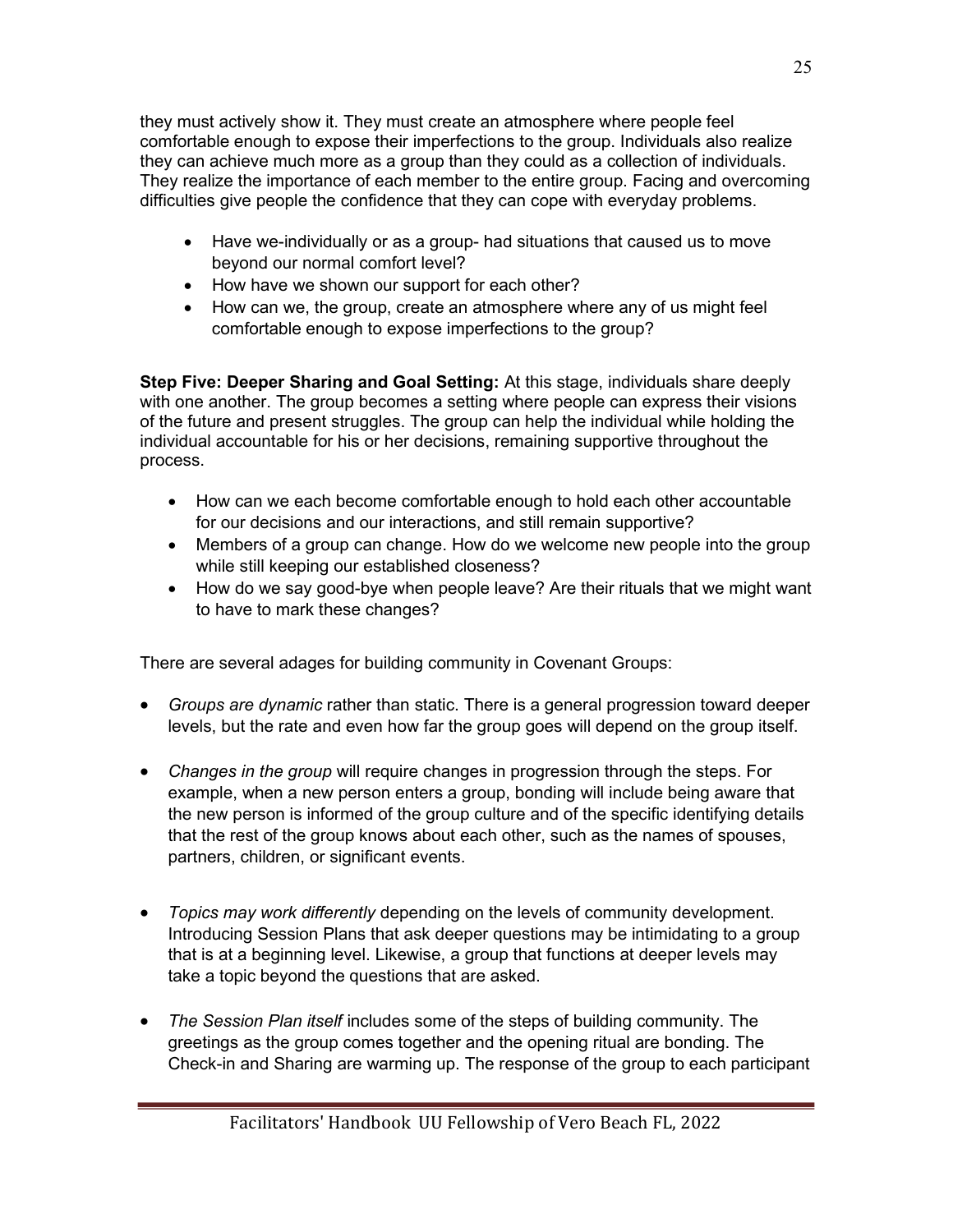they must actively show it. They must create an atmosphere where people feel comfortable enough to expose their imperfections to the group. Individuals also realize they can achieve much more as a group than they could as a collection of individuals. They realize the importance of each member to the entire group. Facing and overcoming difficulties give people the confidence that they can cope with everyday problems.

- Have we-individually or as a group- had situations that caused us to move beyond our normal comfort level?
- How have we shown our support for each other?
- How can we, the group, create an atmosphere where any of us might feel comfortable enough to expose imperfections to the group?

**Step Five: Deeper Sharing and Goal Setting:** At this stage, individuals share deeply with one another. The group becomes a setting where people can express their visions of the future and present struggles. The group can help the individual while holding the individual accountable for his or her decisions, remaining supportive throughout the process.

- How can we each become comfortable enough to hold each other accountable for our decisions and our interactions, and still remain supportive?
- Members of a group can change. How do we welcome new people into the group while still keeping our established closeness?
- How do we say good-bye when people leave? Are their rituals that we might want to have to mark these changes?

There are several adages for building community in Covenant Groups:

- *Groups are dynamic* rather than static. There is a general progression toward deeper levels, but the rate and even how far the group goes will depend on the group itself.

- *Changes in the group* will require changes in progression through the steps. For example, when a new person enters a group, bonding will include being aware that the new person is informed of the group culture and of the specific identifying details that the rest of the group knows about each other, such as the names of spouses, partners, children, or significant events.

- *Topics may work differently* depending on the levels of community development. Introducing Session Plans that ask deeper questions may be intimidating to a group that is at a beginning level. Likewise, a group that functions at deeper levels may take a topic beyond the questions that are asked.

- *The Session Plan itself* includes some of the steps of building community. The greetings as the group comes together and the opening ritual are bonding. The Check-in and Sharing are warming up. The response of the group to each participant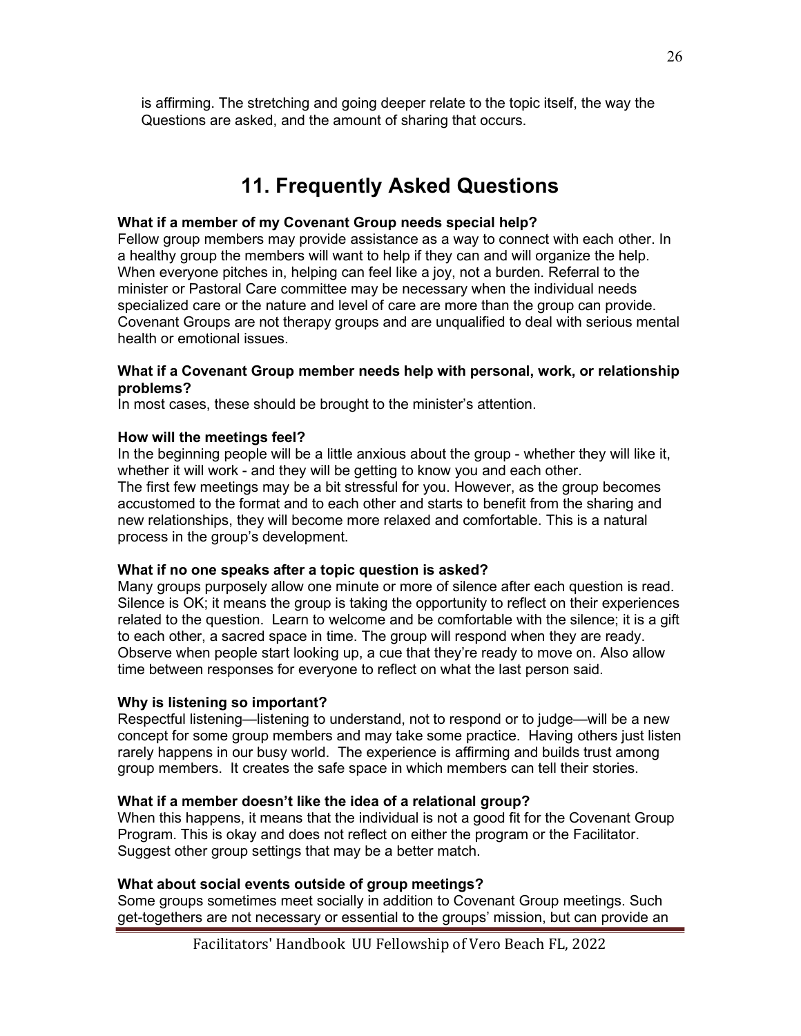is affirming. The stretching and going deeper relate to the topic itself, the way the Questions are asked, and the amount of sharing that occurs.

# 11. Frequently Asked Questions

**What if a member of my Covenant Group needs special help?**
Fellow group members may provide assistance as a way to connect with each other. In a healthy group the members will want to help if they can and will organize the help. When everyone pitches in, helping can feel like a joy, not a burden. Referral to the minister or Pastoral Care committee may be necessary when the individual needs specialized care or the nature and level of care are more than the group can provide. Covenant Groups are not therapy groups and are unqualified to deal with serious mental health or emotional issues.

**What if a Covenant Group member needs help with personal, work, or relationship problems?**
In most cases, these should be brought to the minister's attention.

**How will the meetings feel?**
In the beginning people will be a little anxious about the group - whether they will like it, whether it will work - and they will be getting to know you and each other.
The first few meetings may be a bit stressful for you. However, as the group becomes accustomed to the format and to each other and starts to benefit from the sharing and new relationships, they will become more relaxed and comfortable. This is a natural process in the group's development.

**What if no one speaks after a topic question is asked?**
Many groups purposely allow one minute or more of silence after each question is read. Silence is OK; it means the group is taking the opportunity to reflect on their experiences related to the question. Learn to welcome and be comfortable with the silence; it is a gift to each other, a sacred space in time. The group will respond when they are ready. Observe when people start looking up, a cue that they're ready to move on. Also allow time between responses for everyone to reflect on what the last person said.

**Why is listening so important?**
Respectful listening—listening to understand, not to respond or to judge—will be a new concept for some group members and may take some practice. Having others just listen rarely happens in our busy world. The experience is affirming and builds trust among group members. It creates the safe space in which members can tell their stories.

**What if a member doesn't like the idea of a relational group?**
When this happens, it means that the individual is not a good fit for the Covenant Group Program. This is okay and does not reflect on either the program or the Facilitator. Suggest other group settings that may be a better match.

**What about social events outside of group meetings?**
Some groups sometimes meet socially in addition to Covenant Group meetings. Such get-togethers are not necessary or essential to the groups' mission, but can provide an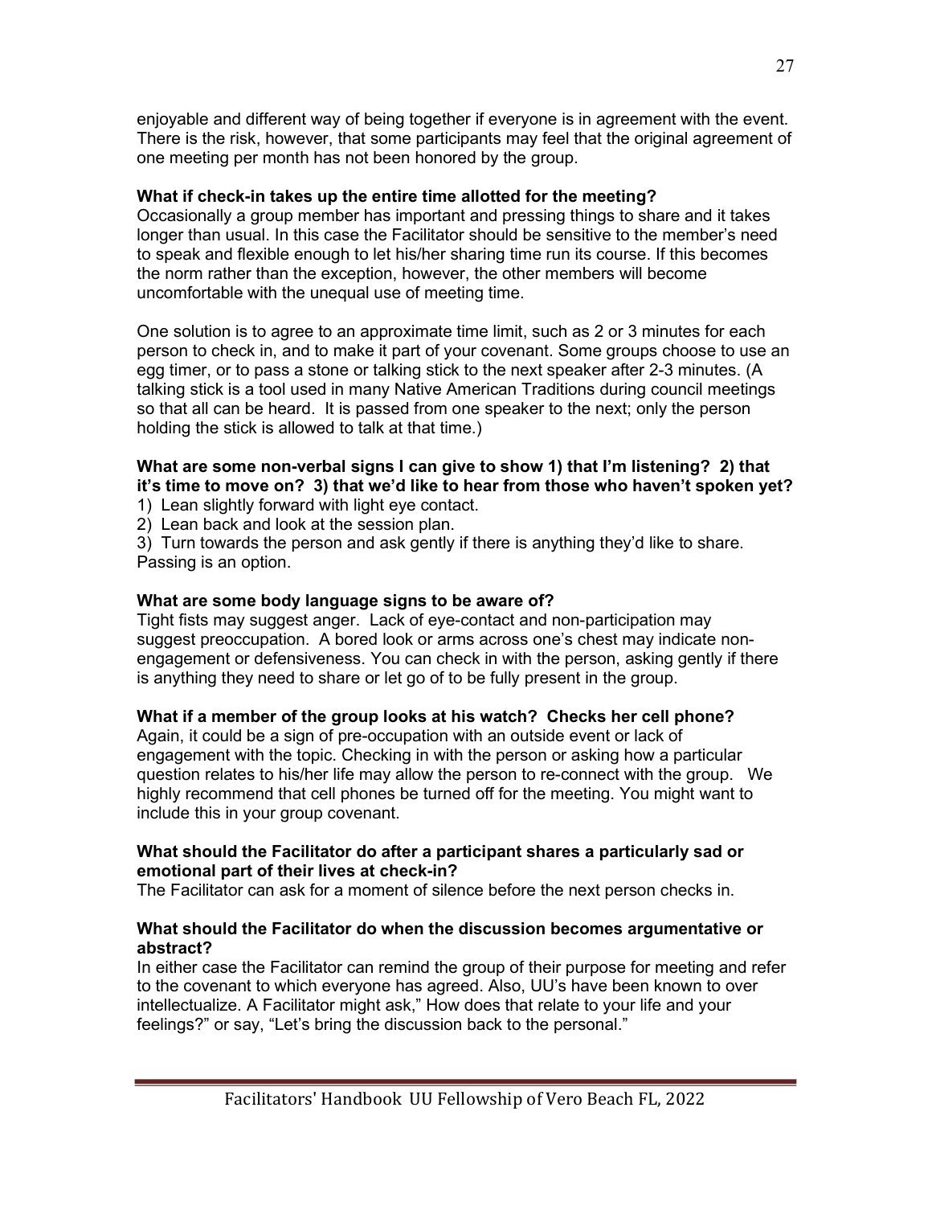enjoyable and different way of being together if everyone is in agreement with the event. There is the risk, however, that some participants may feel that the original agreement of one meeting per month has not been honored by the group.

**What if check-in takes up the entire time allotted for the meeting?**

Occasionally a group member has important and pressing things to share and it takes longer than usual. In this case the Facilitator should be sensitive to the member's need to speak and flexible enough to let his/her sharing time run its course. If this becomes the norm rather than the exception, however, the other members will become uncomfortable with the unequal use of meeting time.

One solution is to agree to an approximate time limit, such as 2 or 3 minutes for each person to check in, and to make it part of your covenant. Some groups choose to use an egg timer, or to pass a stone or talking stick to the next speaker after 2-3 minutes. (A talking stick is a tool used in many Native American Traditions during council meetings so that all can be heard. It is passed from one speaker to the next; only the person holding the stick is allowed to talk at that time.)

**What are some non-verbal signs I can give to show 1) that I'm listening? 2) that it's time to move on? 3) that we'd like to hear from those who haven't spoken yet?**

1) Lean slightly forward with light eye contact.
2) Lean back and look at the session plan.
3) Turn towards the person and ask gently if there is anything they'd like to share. Passing is an option.

**What are some body language signs to be aware of?**

Tight fists may suggest anger. Lack of eye-contact and non-participation may suggest preoccupation. A bored look or arms across one's chest may indicate non-engagement or defensiveness. You can check in with the person, asking gently if there is anything they need to share or let go of to be fully present in the group.

**What if a member of the group looks at his watch? Checks her cell phone?**

Again, it could be a sign of pre-occupation with an outside event or lack of engagement with the topic. Checking in with the person or asking how a particular question relates to his/her life may allow the person to re-connect with the group. We highly recommend that cell phones be turned off for the meeting. You might want to include this in your group covenant.

**What should the Facilitator do after a participant shares a particularly sad or emotional part of their lives at check-in?**

The Facilitator can ask for a moment of silence before the next person checks in.

**What should the Facilitator do when the discussion becomes argumentative or abstract?**

In either case the Facilitator can remind the group of their purpose for meeting and refer to the covenant to which everyone has agreed. Also, UU's have been known to over intellectualize. A Facilitator might ask," How does that relate to your life and your feelings?" or say, "Let's bring the discussion back to the personal."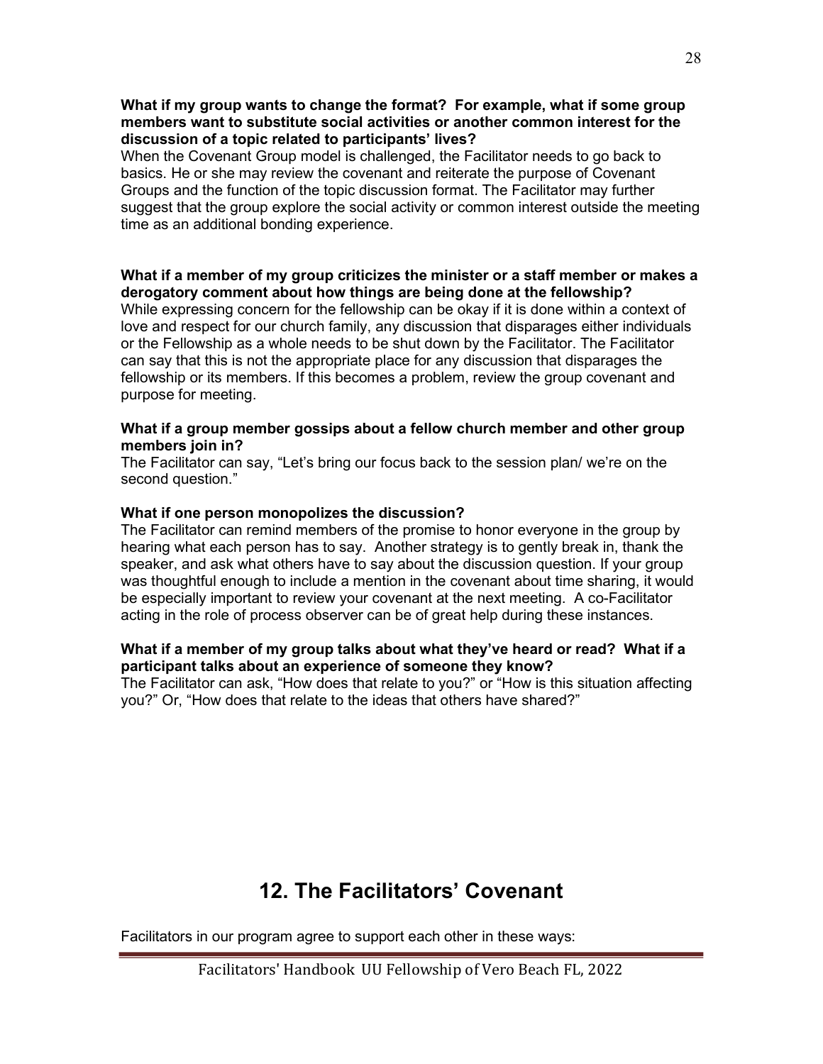**What if my group wants to change the format? For example, what if some group members want to substitute social activities or another common interest for the discussion of a topic related to participants' lives?**

When the Covenant Group model is challenged, the Facilitator needs to go back to basics. He or she may review the covenant and reiterate the purpose of Covenant Groups and the function of the topic discussion format. The Facilitator may further suggest that the group explore the social activity or common interest outside the meeting time as an additional bonding experience.

**What if a member of my group criticizes the minister or a staff member or makes a derogatory comment about how things are being done at the fellowship?**

While expressing concern for the fellowship can be okay if it is done within a context of love and respect for our church family, any discussion that disparages either individuals or the Fellowship as a whole needs to be shut down by the Facilitator. The Facilitator can say that this is not the appropriate place for any discussion that disparages the fellowship or its members. If this becomes a problem, review the group covenant and purpose for meeting.

**What if a group member gossips about a fellow church member and other group members join in?**

The Facilitator can say, "Let's bring our focus back to the session plan/ we're on the second question."

**What if one person monopolizes the discussion?**

The Facilitator can remind members of the promise to honor everyone in the group by hearing what each person has to say. Another strategy is to gently break in, thank the speaker, and ask what others have to say about the discussion question. If your group was thoughtful enough to include a mention in the covenant about time sharing, it would be especially important to review your covenant at the next meeting. A co-Facilitator acting in the role of process observer can be of great help during these instances.

**What if a member of my group talks about what they've heard or read? What if a participant talks about an experience of someone they know?**

The Facilitator can ask, "How does that relate to you?" or "How is this situation affecting you?" Or, "How does that relate to the ideas that others have shared?"

# 12. The Facilitators' Covenant

Facilitators in our program agree to support each other in these ways: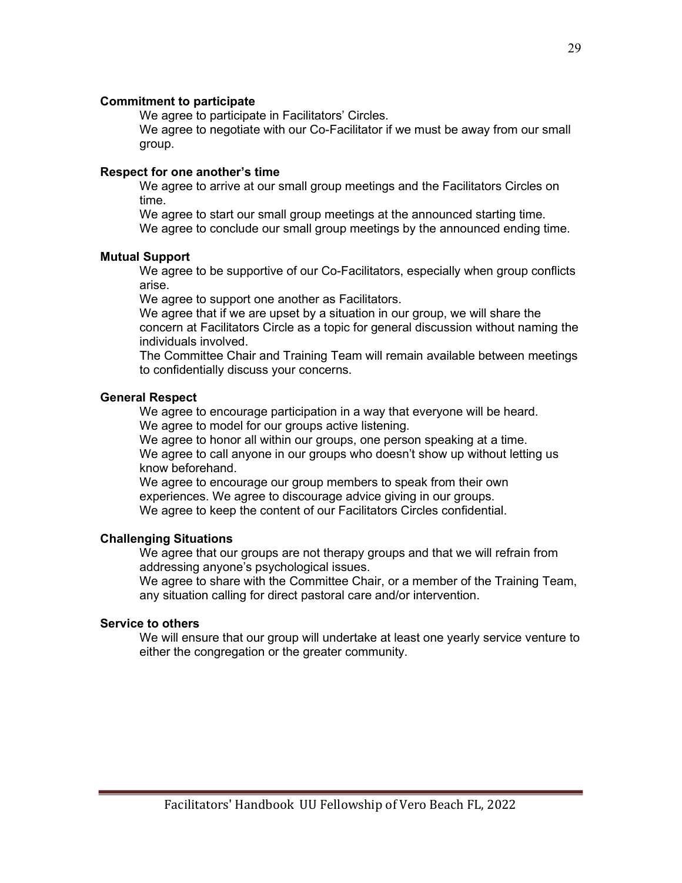**Commitment to participate**

We agree to participate in Facilitators' Circles.
We agree to negotiate with our Co-Facilitator if we must be away from our small group.

**Respect for one another's time**

We agree to arrive at our small group meetings and the Facilitators Circles on time.
We agree to start our small group meetings at the announced starting time.
We agree to conclude our small group meetings by the announced ending time.

**Mutual Support**

We agree to be supportive of our Co-Facilitators, especially when group conflicts arise.
We agree to support one another as Facilitators.
We agree that if we are upset by a situation in our group, we will share the concern at Facilitators Circle as a topic for general discussion without naming the individuals involved.
The Committee Chair and Training Team will remain available between meetings to confidentially discuss your concerns.

**General Respect**

We agree to encourage participation in a way that everyone will be heard.
We agree to model for our groups active listening.
We agree to honor all within our groups, one person speaking at a time.
We agree to call anyone in our groups who doesn't show up without letting us know beforehand.
We agree to encourage our group members to speak from their own experiences. We agree to discourage advice giving in our groups.
We agree to keep the content of our Facilitators Circles confidential.

**Challenging Situations**

We agree that our groups are not therapy groups and that we will refrain from addressing anyone's psychological issues.
We agree to share with the Committee Chair, or a member of the Training Team, any situation calling for direct pastoral care and/or intervention.

**Service to others**

We will ensure that our group will undertake at least one yearly service venture to either the congregation or the greater community.